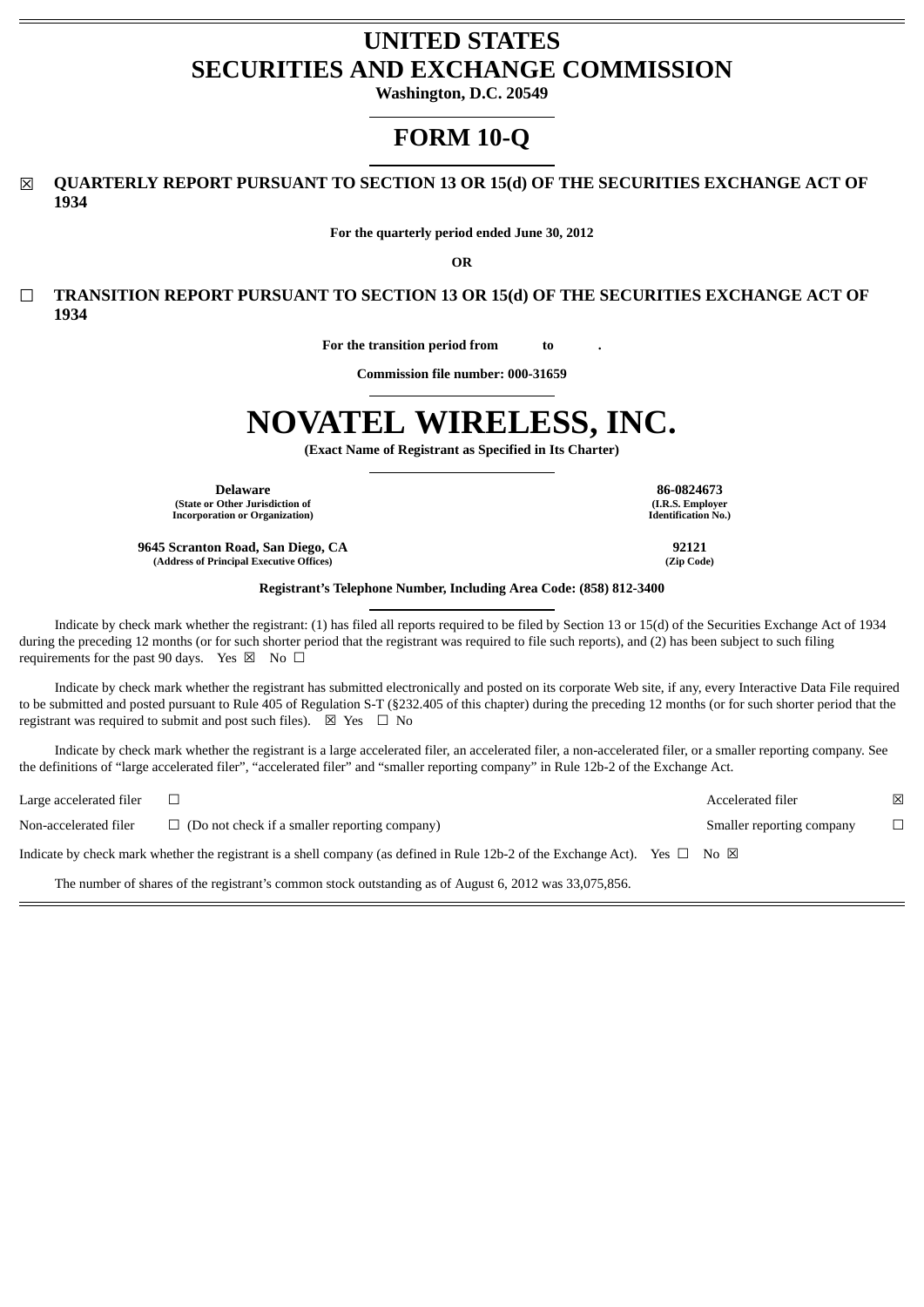# UNITED STATES
# SECURITIES AND EXCHANGE COMMISSION

**Washington, D.C. 20549**

# FORM 10-Q

☒ **QUARTERLY REPORT PURSUANT TO SECTION 13 OR 15(d) OF THE SECURITIES EXCHANGE ACT OF 1934**

**For the quarterly period ended June 30, 2012**

**OR**

☐ **TRANSITION REPORT PURSUANT TO SECTION 13 OR 15(d) OF THE SECURITIES EXCHANGE ACT OF 1934**

**For the transition period from to .**

**Commission file number: 000-31659**

# NOVATEL WIRELESS, INC.

**(Exact Name of Registrant as Specified in Its Charter)**

| | |
|---|---|
| **Delaware**<br>**(State or Other Jurisdiction of Incorporation or Organization)** | **86-0824673**<br>**(I.R.S. Employer Identification No.)** |
| **9645 Scranton Road, San Diego, CA**<br>**(Address of Principal Executive Offices)** | **92121**<br>**(Zip Code)** |

**Registrant's Telephone Number, Including Area Code: (858) 812-3400**

Indicate by check mark whether the registrant: (1) has filed all reports required to be filed by Section 13 or 15(d) of the Securities Exchange Act of 1934 during the preceding 12 months (or for such shorter period that the registrant was required to file such reports), and (2) has been subject to such filing requirements for the past 90 days. Yes ☒ No ☐

Indicate by check mark whether the registrant has submitted electronically and posted on its corporate Web site, if any, every Interactive Data File required to be submitted and posted pursuant to Rule 405 of Regulation S-T (§232.405 of this chapter) during the preceding 12 months (or for such shorter period that the registrant was required to submit and post such files). ☒ Yes ☐ No

Indicate by check mark whether the registrant is a large accelerated filer, an accelerated filer, a non-accelerated filer, or a smaller reporting company. See the definitions of "large accelerated filer", "accelerated filer" and "smaller reporting company" in Rule 12b-2 of the Exchange Act.

| | | | |
|---|---|---|---|
| Large accelerated filer | ☐ | Accelerated filer | ☒ |
| Non-accelerated filer | ☐ (Do not check if a smaller reporting company) | Smaller reporting company | ☐ |

Indicate by check mark whether the registrant is a shell company (as defined in Rule 12b-2 of the Exchange Act). Yes ☐ No ☒

The number of shares of the registrant's common stock outstanding as of August 6, 2012 was 33,075,856.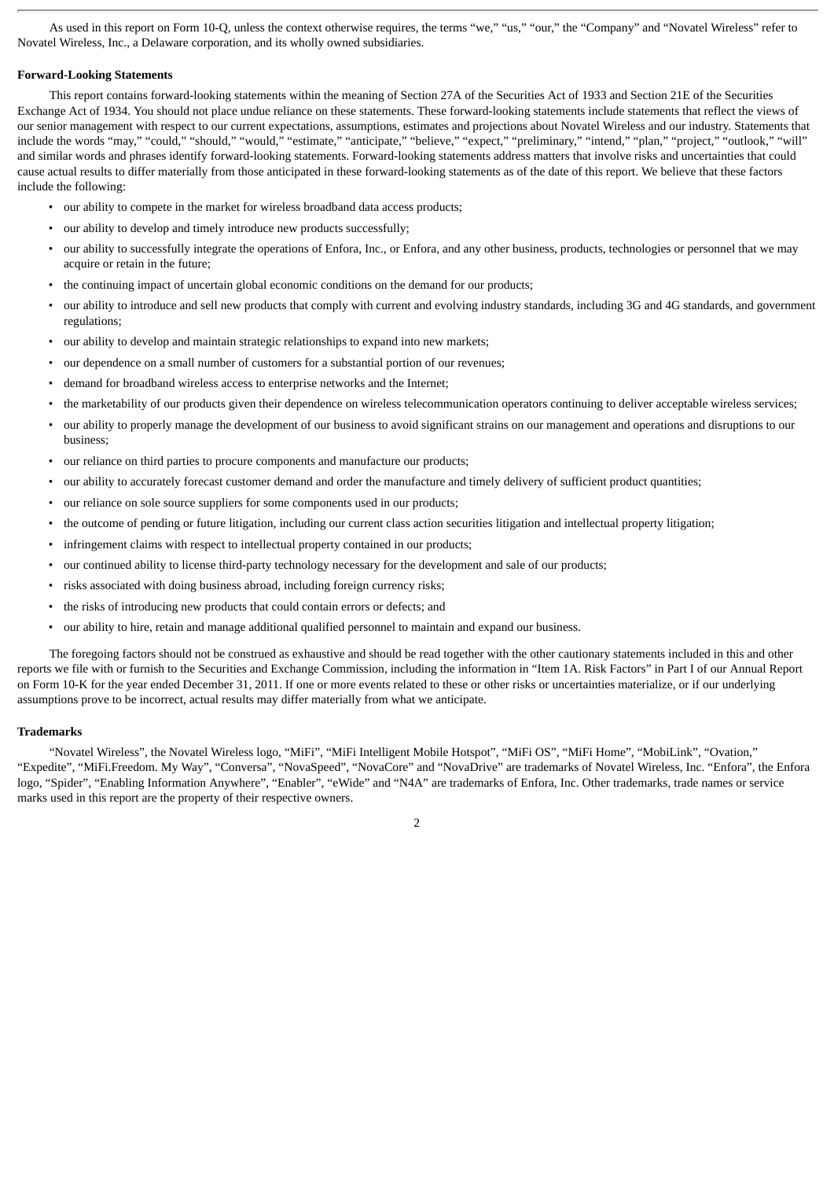As used in this report on Form 10-Q, unless the context otherwise requires, the terms "we," "us," "our," the "Company" and "Novatel Wireless" refer to Novatel Wireless, Inc., a Delaware corporation, and its wholly owned subsidiaries.

**Forward-Looking Statements**

This report contains forward-looking statements within the meaning of Section 27A of the Securities Act of 1933 and Section 21E of the Securities Exchange Act of 1934. You should not place undue reliance on these statements. These forward-looking statements include statements that reflect the views of our senior management with respect to our current expectations, assumptions, estimates and projections about Novatel Wireless and our industry. Statements that include the words "may," "could," "should," "would," "estimate," "anticipate," "believe," "expect," "preliminary," "intend," "plan," "project," "outlook," "will" and similar words and phrases identify forward-looking statements. Forward-looking statements address matters that involve risks and uncertainties that could cause actual results to differ materially from those anticipated in these forward-looking statements as of the date of this report. We believe that these factors include the following:

- our ability to compete in the market for wireless broadband data access products;
- our ability to develop and timely introduce new products successfully;
- our ability to successfully integrate the operations of Enfora, Inc., or Enfora, and any other business, products, technologies or personnel that we may acquire or retain in the future;
- the continuing impact of uncertain global economic conditions on the demand for our products;
- our ability to introduce and sell new products that comply with current and evolving industry standards, including 3G and 4G standards, and government regulations;
- our ability to develop and maintain strategic relationships to expand into new markets;
- our dependence on a small number of customers for a substantial portion of our revenues;
- demand for broadband wireless access to enterprise networks and the Internet;
- the marketability of our products given their dependence on wireless telecommunication operators continuing to deliver acceptable wireless services;
- our ability to properly manage the development of our business to avoid significant strains on our management and operations and disruptions to our business;
- our reliance on third parties to procure components and manufacture our products;
- our ability to accurately forecast customer demand and order the manufacture and timely delivery of sufficient product quantities;
- our reliance on sole source suppliers for some components used in our products;
- the outcome of pending or future litigation, including our current class action securities litigation and intellectual property litigation;
- infringement claims with respect to intellectual property contained in our products;
- our continued ability to license third-party technology necessary for the development and sale of our products;
- risks associated with doing business abroad, including foreign currency risks;
- the risks of introducing new products that could contain errors or defects; and
- our ability to hire, retain and manage additional qualified personnel to maintain and expand our business.

The foregoing factors should not be construed as exhaustive and should be read together with the other cautionary statements included in this and other reports we file with or furnish to the Securities and Exchange Commission, including the information in "Item 1A. Risk Factors" in Part I of our Annual Report on Form 10-K for the year ended December 31, 2011. If one or more events related to these or other risks or uncertainties materialize, or if our underlying assumptions prove to be incorrect, actual results may differ materially from what we anticipate.

**Trademarks**

"Novatel Wireless", the Novatel Wireless logo, "MiFi", "MiFi Intelligent Mobile Hotspot", "MiFi OS", "MiFi Home", "MobiLink", "Ovation," "Expedite", "MiFi.Freedom. My Way", "Conversa", "NovaSpeed", "NovaCore" and "NovaDrive" are trademarks of Novatel Wireless, Inc. "Enfora", the Enfora logo, "Spider", "Enabling Information Anywhere", "Enabler", "eWide" and "N4A" are trademarks of Enfora, Inc. Other trademarks, trade names or service marks used in this report are the property of their respective owners.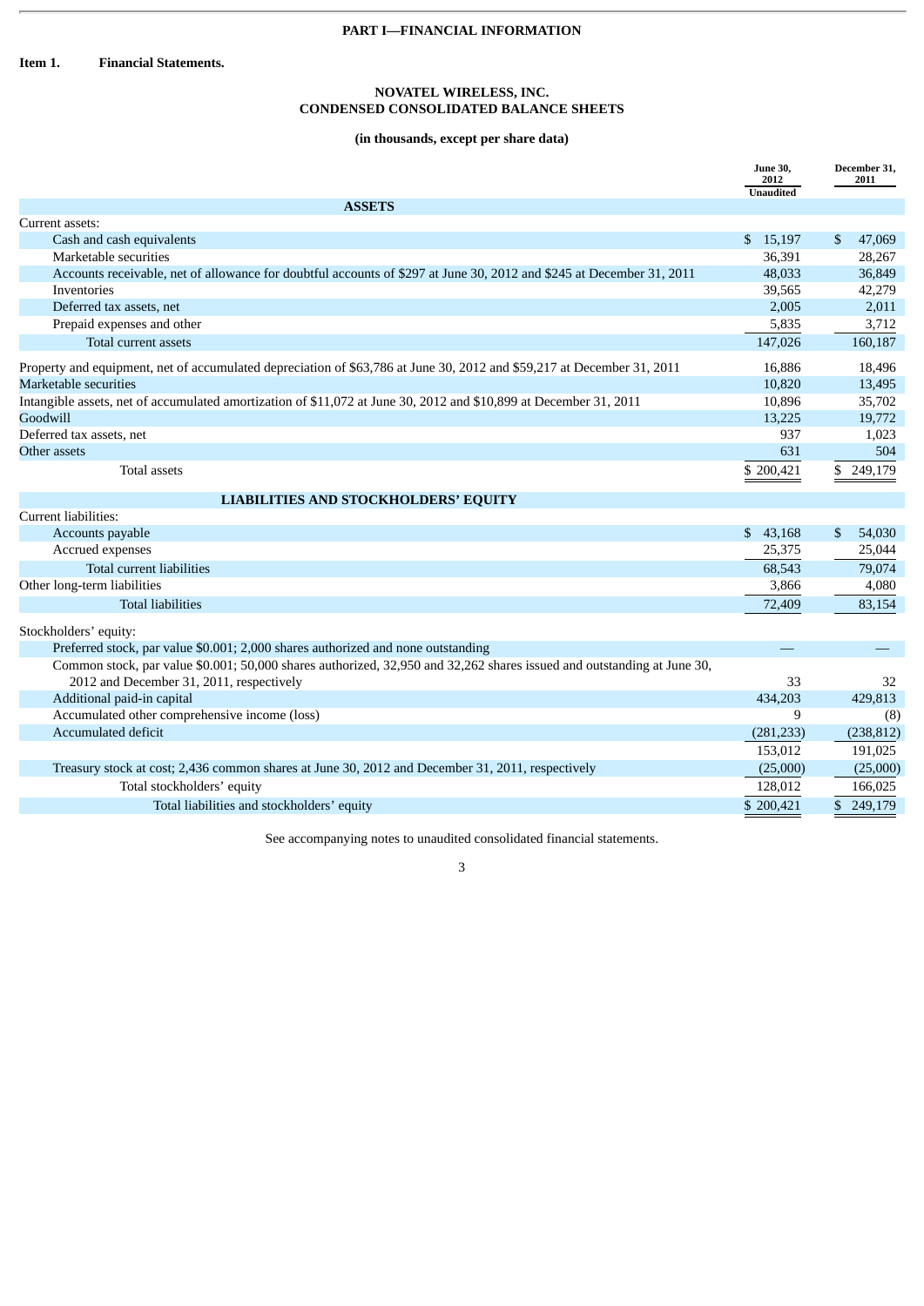**PART I—FINANCIAL INFORMATION**

**Item 1. Financial Statements.**

**NOVATEL WIRELESS, INC.**
**CONDENSED CONSOLIDATED BALANCE SHEETS**

**(in thousands, except per share data)**

| | June 30, 2012 Unaudited | December 31, 2011 |
|---|---|---|
| **ASSETS** | | |
| Current assets: | | |
| Cash and cash equivalents | $ 15,197 | $ 47,069 |
| Marketable securities | 36,391 | 28,267 |
| Accounts receivable, net of allowance for doubtful accounts of $297 at June 30, 2012 and $245 at December 31, 2011 | 48,033 | 36,849 |
| Inventories | 39,565 | 42,279 |
| Deferred tax assets, net | 2,005 | 2,011 |
| Prepaid expenses and other | 5,835 | 3,712 |
| Total current assets | 147,026 | 160,187 |
| Property and equipment, net of accumulated depreciation of $63,786 at June 30, 2012 and $59,217 at December 31, 2011 | 16,886 | 18,496 |
| Marketable securities | 10,820 | 13,495 |
| Intangible assets, net of accumulated amortization of $11,072 at June 30, 2012 and $10,899 at December 31, 2011 | 10,896 | 35,702 |
| Goodwill | 13,225 | 19,772 |
| Deferred tax assets, net | 937 | 1,023 |
| Other assets | 631 | 504 |
| Total assets | $ 200,421 | $ 249,179 |
| **LIABILITIES AND STOCKHOLDERS' EQUITY** | | |
| Current liabilities: | | |
| Accounts payable | $ 43,168 | $ 54,030 |
| Accrued expenses | 25,375 | 25,044 |
| Total current liabilities | 68,543 | 79,074 |
| Other long-term liabilities | 3,866 | 4,080 |
| Total liabilities | 72,409 | 83,154 |
| Stockholders' equity: | | |
| Preferred stock, par value $0.001; 2,000 shares authorized and none outstanding | — | — |
| Common stock, par value $0.001; 50,000 shares authorized, 32,950 and 32,262 shares issued and outstanding at June 30, 2012 and December 31, 2011, respectively | 33 | 32 |
| Additional paid-in capital | 434,203 | 429,813 |
| Accumulated other comprehensive income (loss) | 9 | (8) |
| Accumulated deficit | (281,233) | (238,812) |
| | 153,012 | 191,025 |
| Treasury stock at cost; 2,436 common shares at June 30, 2012 and December 31, 2011, respectively | (25,000) | (25,000) |
| Total stockholders' equity | 128,012 | 166,025 |
| Total liabilities and stockholders' equity | $ 200,421 | $ 249,179 |

See accompanying notes to unaudited consolidated financial statements.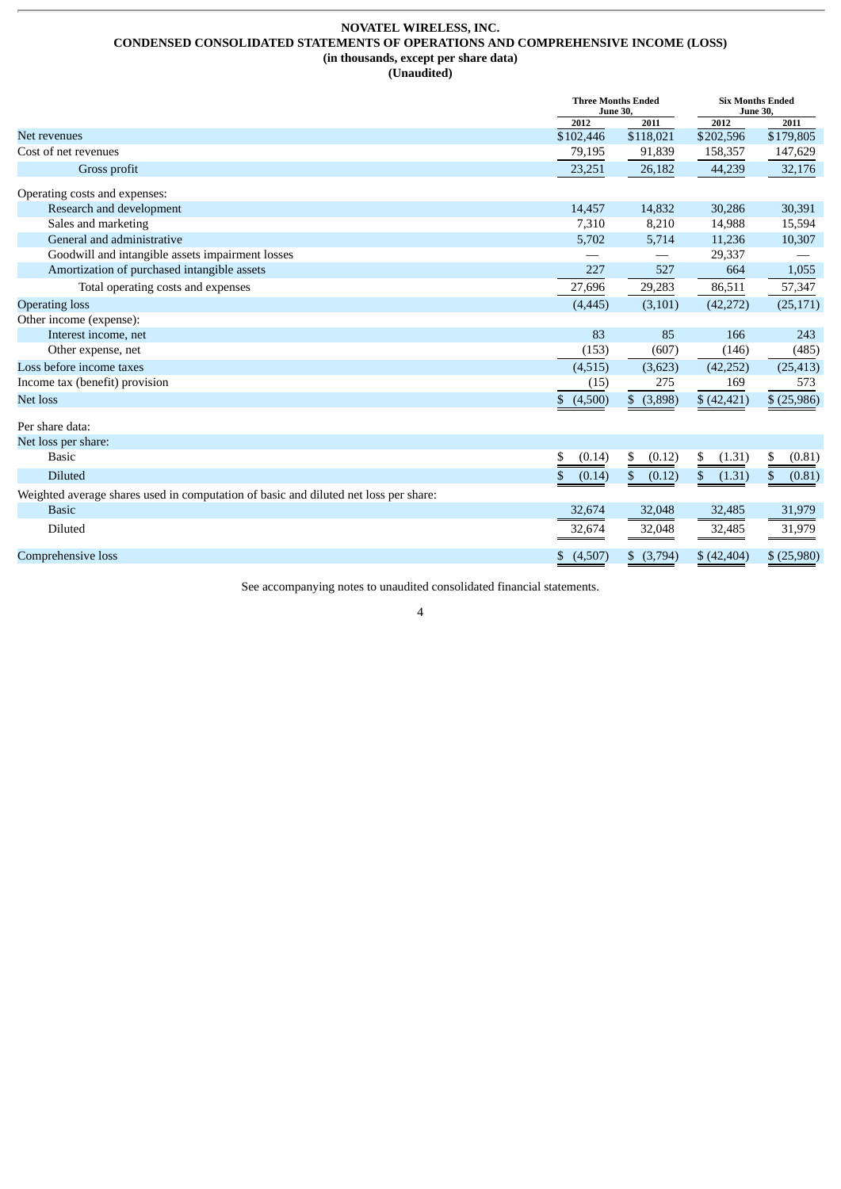**NOVATEL WIRELESS, INC.**
**CONDENSED CONSOLIDATED STATEMENTS OF OPERATIONS AND COMPREHENSIVE INCOME (LOSS)**
**(in thousands, except per share data)**
**(Unaudited)**

| | Three Months Ended June 30, | | Six Months Ended June 30, | |
|---|---|---|---|---|
| | 2012 | 2011 | 2012 | 2011 |
| Net revenues | $102,446 | $118,021 | $202,596 | $179,805 |
| Cost of net revenues | 79,195 | 91,839 | 158,357 | 147,629 |
| Gross profit | 23,251 | 26,182 | 44,239 | 32,176 |
| Operating costs and expenses: | | | | |
| Research and development | 14,457 | 14,832 | 30,286 | 30,391 |
| Sales and marketing | 7,310 | 8,210 | 14,988 | 15,594 |
| General and administrative | 5,702 | 5,714 | 11,236 | 10,307 |
| Goodwill and intangible assets impairment losses | — | — | 29,337 | — |
| Amortization of purchased intangible assets | 227 | 527 | 664 | 1,055 |
| Total operating costs and expenses | 27,696 | 29,283 | 86,511 | 57,347 |
| Operating loss | (4,445) | (3,101) | (42,272) | (25,171) |
| Other income (expense): | | | | |
| Interest income, net | 83 | 85 | 166 | 243 |
| Other expense, net | (153) | (607) | (146) | (485) |
| Loss before income taxes | (4,515) | (3,623) | (42,252) | (25,413) |
| Income tax (benefit) provision | (15) | 275 | 169 | 573 |
| Net loss | $ (4,500) | $ (3,898) | $ (42,421) | $ (25,986) |
| Per share data: | | | | |
| Net loss per share: | | | | |
| Basic | $ (0.14) | $ (0.12) | $ (1.31) | $ (0.81) |
| Diluted | $ (0.14) | $ (0.12) | $ (1.31) | $ (0.81) |
| Weighted average shares used in computation of basic and diluted net loss per share: | | | | |
| Basic | 32,674 | 32,048 | 32,485 | 31,979 |
| Diluted | 32,674 | 32,048 | 32,485 | 31,979 |
| Comprehensive loss | $ (4,507) | $ (3,794) | $ (42,404) | $ (25,980) |

See accompanying notes to unaudited consolidated financial statements.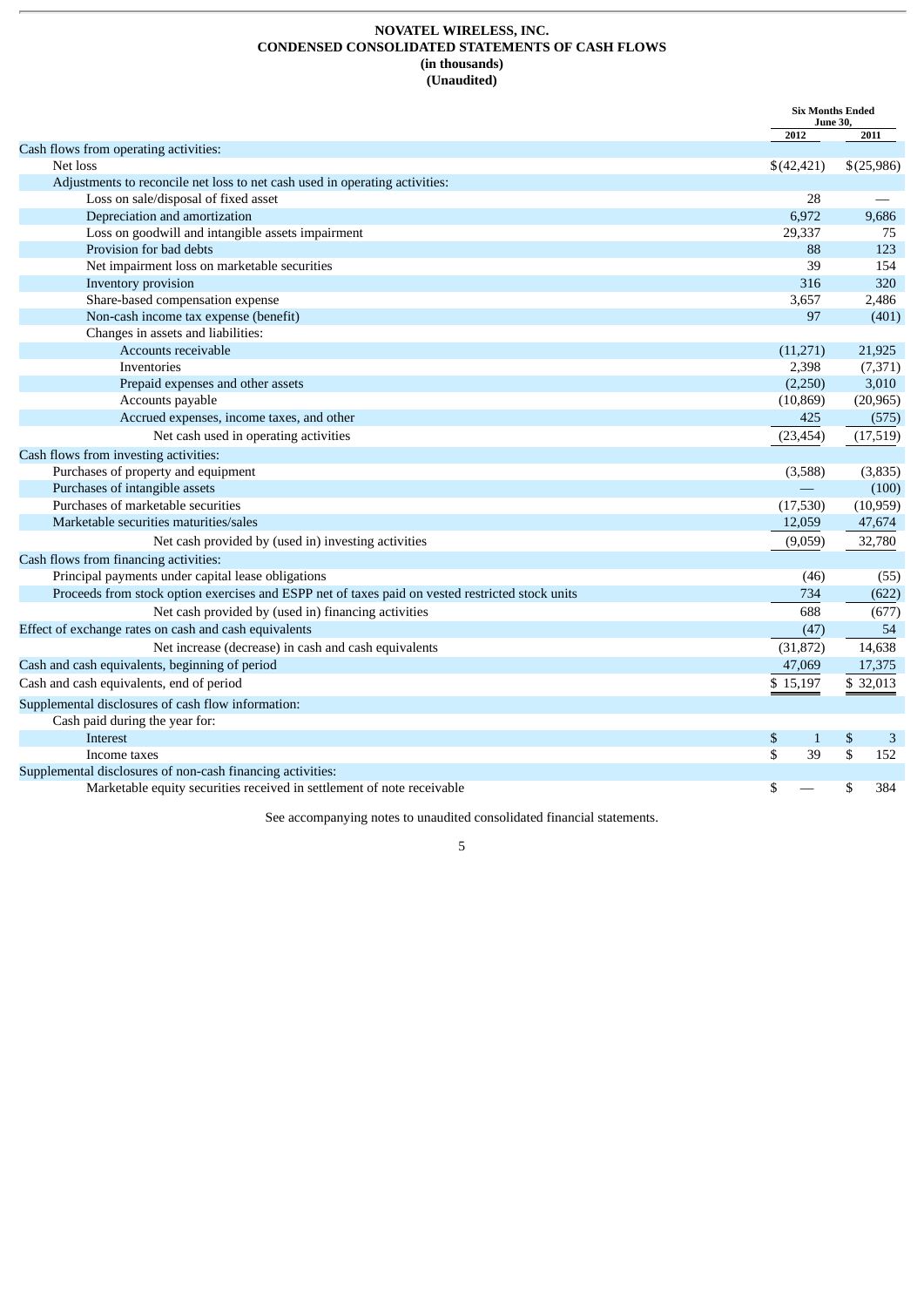# NOVATEL WIRELESS, INC.
## CONDENSED CONSOLIDATED STATEMENTS OF CASH FLOWS
**(in thousands)**
**(Unaudited)**

| | Six Months Ended June 30, 2012 | Six Months Ended June 30, 2011 |
|---|---|---|
| Cash flows from operating activities: | | |
| Net loss | $(42,421) | $(25,986) |
| Adjustments to reconcile net loss to net cash used in operating activities: | | |
| Loss on sale/disposal of fixed asset | 28 | — |
| Depreciation and amortization | 6,972 | 9,686 |
| Loss on goodwill and intangible assets impairment | 29,337 | 75 |
| Provision for bad debts | 88 | 123 |
| Net impairment loss on marketable securities | 39 | 154 |
| Inventory provision | 316 | 320 |
| Share-based compensation expense | 3,657 | 2,486 |
| Non-cash income tax expense (benefit) | 97 | (401) |
| Changes in assets and liabilities: | | |
| Accounts receivable | (11,271) | 21,925 |
| Inventories | 2,398 | (7,371) |
| Prepaid expenses and other assets | (2,250) | 3,010 |
| Accounts payable | (10,869) | (20,965) |
| Accrued expenses, income taxes, and other | 425 | (575) |
| Net cash used in operating activities | (23,454) | (17,519) |
| Cash flows from investing activities: | | |
| Purchases of property and equipment | (3,588) | (3,835) |
| Purchases of intangible assets | — | (100) |
| Purchases of marketable securities | (17,530) | (10,959) |
| Marketable securities maturities/sales | 12,059 | 47,674 |
| Net cash provided by (used in) investing activities | (9,059) | 32,780 |
| Cash flows from financing activities: | | |
| Principal payments under capital lease obligations | (46) | (55) |
| Proceeds from stock option exercises and ESPP net of taxes paid on vested restricted stock units | 734 | (622) |
| Net cash provided by (used in) financing activities | 688 | (677) |
| Effect of exchange rates on cash and cash equivalents | (47) | 54 |
| Net increase (decrease) in cash and cash equivalents | (31,872) | 14,638 |
| Cash and cash equivalents, beginning of period | 47,069 | 17,375 |
| Cash and cash equivalents, end of period | $ 15,197 | $ 32,013 |
| Supplemental disclosures of cash flow information: | | |
| Cash paid during the year for: | | |
| Interest | $ 1 | $ 3 |
| Income taxes | $ 39 | $ 152 |
| Supplemental disclosures of non-cash financing activities: | | |
| Marketable equity securities received in settlement of note receivable | $ — | $ 384 |

See accompanying notes to unaudited consolidated financial statements.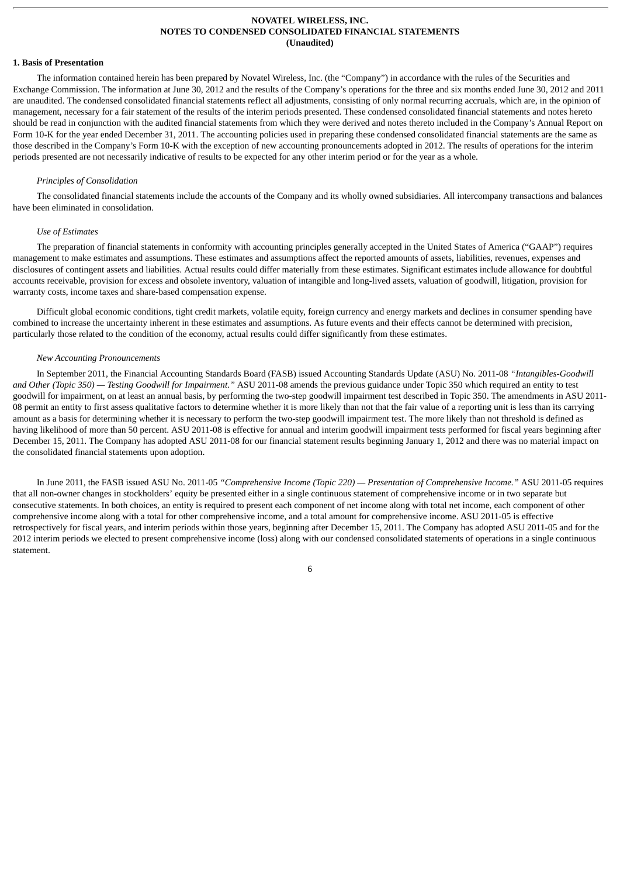**NOVATEL WIRELESS, INC.**
**NOTES TO CONDENSED CONSOLIDATED FINANCIAL STATEMENTS**
**(Unaudited)**

**1. Basis of Presentation**

The information contained herein has been prepared by Novatel Wireless, Inc. (the "Company") in accordance with the rules of the Securities and Exchange Commission. The information at June 30, 2012 and the results of the Company's operations for the three and six months ended June 30, 2012 and 2011 are unaudited. The condensed consolidated financial statements reflect all adjustments, consisting of only normal recurring accruals, which are, in the opinion of management, necessary for a fair statement of the results of the interim periods presented. These condensed consolidated financial statements and notes hereto should be read in conjunction with the audited financial statements from which they were derived and notes thereto included in the Company's Annual Report on Form 10-K for the year ended December 31, 2011. The accounting policies used in preparing these condensed consolidated financial statements are the same as those described in the Company's Form 10-K with the exception of new accounting pronouncements adopted in 2012. The results of operations for the interim periods presented are not necessarily indicative of results to be expected for any other interim period or for the year as a whole.

*Principles of Consolidation*

The consolidated financial statements include the accounts of the Company and its wholly owned subsidiaries. All intercompany transactions and balances have been eliminated in consolidation.

*Use of Estimates*

The preparation of financial statements in conformity with accounting principles generally accepted in the United States of America ("GAAP") requires management to make estimates and assumptions. These estimates and assumptions affect the reported amounts of assets, liabilities, revenues, expenses and disclosures of contingent assets and liabilities. Actual results could differ materially from these estimates. Significant estimates include allowance for doubtful accounts receivable, provision for excess and obsolete inventory, valuation of intangible and long-lived assets, valuation of goodwill, litigation, provision for warranty costs, income taxes and share-based compensation expense.

Difficult global economic conditions, tight credit markets, volatile equity, foreign currency and energy markets and declines in consumer spending have combined to increase the uncertainty inherent in these estimates and assumptions. As future events and their effects cannot be determined with precision, particularly those related to the condition of the economy, actual results could differ significantly from these estimates.

*New Accounting Pronouncements*

In September 2011, the Financial Accounting Standards Board (FASB) issued Accounting Standards Update (ASU) No. 2011-08 *"Intangibles-Goodwill and Other (Topic 350) — Testing Goodwill for Impairment."* ASU 2011-08 amends the previous guidance under Topic 350 which required an entity to test goodwill for impairment, on at least an annual basis, by performing the two-step goodwill impairment test described in Topic 350. The amendments in ASU 2011-08 permit an entity to first assess qualitative factors to determine whether it is more likely than not that the fair value of a reporting unit is less than its carrying amount as a basis for determining whether it is necessary to perform the two-step goodwill impairment test. The more likely than not threshold is defined as having likelihood of more than 50 percent. ASU 2011-08 is effective for annual and interim goodwill impairment tests performed for fiscal years beginning after December 15, 2011. The Company has adopted ASU 2011-08 for our financial statement results beginning January 1, 2012 and there was no material impact on the consolidated financial statements upon adoption.

In June 2011, the FASB issued ASU No. 2011-05 *"Comprehensive Income (Topic 220) — Presentation of Comprehensive Income."* ASU 2011-05 requires that all non-owner changes in stockholders' equity be presented either in a single continuous statement of comprehensive income or in two separate but consecutive statements. In both choices, an entity is required to present each component of net income along with total net income, each component of other comprehensive income along with a total for other comprehensive income, and a total amount for comprehensive income. ASU 2011-05 is effective retrospectively for fiscal years, and interim periods within those years, beginning after December 15, 2011. The Company has adopted ASU 2011-05 and for the 2012 interim periods we elected to present comprehensive income (loss) along with our condensed consolidated statements of operations in a single continuous statement.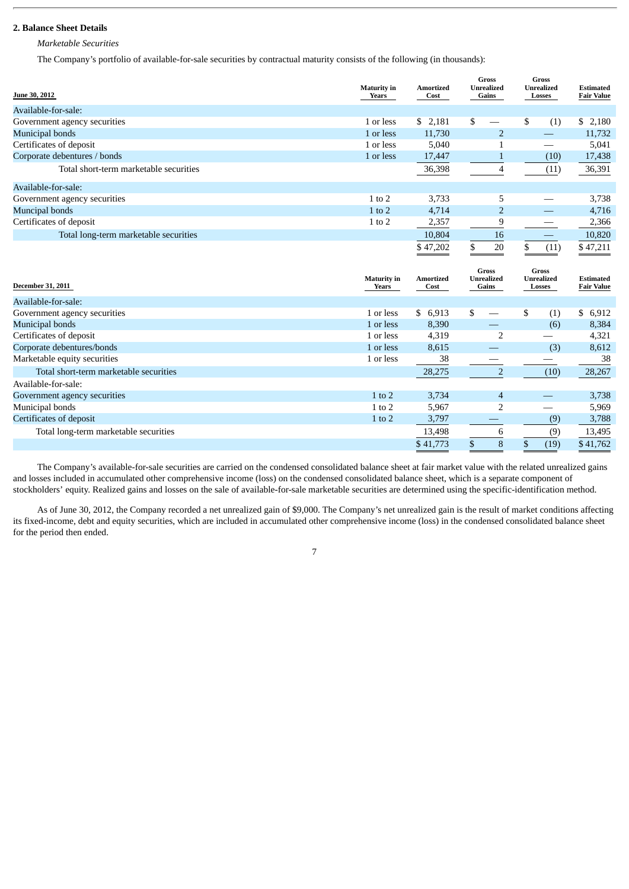## 2. Balance Sheet Details

*Marketable Securities*

The Company's portfolio of available-for-sale securities by contractual maturity consists of the following (in thousands):

| June 30, 2012 | Maturity in Years | Amortized Cost | Gross Unrealized Gains | Gross Unrealized Losses | Estimated Fair Value |
|---|---|---|---|---|---|
| Available-for-sale: | | | | | |
| Government agency securities | 1 or less | $ 2,181 | $ — | $ (1) | $ 2,180 |
| Municipal bonds | 1 or less | 11,730 | 2 | — | 11,732 |
| Certificates of deposit | 1 or less | 5,040 | 1 | — | 5,041 |
| Corporate debentures / bonds | 1 or less | 17,447 | 1 | (10) | 17,438 |
| Total short-term marketable securities | | 36,398 | 4 | (11) | 36,391 |
| Available-for-sale: | | | | | |
| Government agency securities | 1 to 2 | 3,733 | 5 | — | 3,738 |
| Muncipal bonds | 1 to 2 | 4,714 | 2 | — | 4,716 |
| Certificates of deposit | 1 to 2 | 2,357 | 9 | — | 2,366 |
| Total long-term marketable securities | | 10,804 | 16 | — | 10,820 |
| | | $ 47,202 | $ 20 | $ (11) | $ 47,211 |

| December 31, 2011 | Maturity in Years | Amortized Cost | Gross Unrealized Gains | Gross Unrealized Losses | Estimated Fair Value |
|---|---|---|---|---|---|
| Available-for-sale: | | | | | |
| Government agency securities | 1 or less | $ 6,913 | $ — | $ (1) | $ 6,912 |
| Municipal bonds | 1 or less | 8,390 | — | (6) | 8,384 |
| Certificates of deposit | 1 or less | 4,319 | 2 | — | 4,321 |
| Corporate debentures/bonds | 1 or less | 8,615 | — | (3) | 8,612 |
| Marketable equity securities | 1 or less | 38 | — | — | 38 |
| Total short-term marketable securities | | 28,275 | 2 | (10) | 28,267 |
| Available-for-sale: | | | | | |
| Government agency securities | 1 to 2 | 3,734 | 4 | — | 3,738 |
| Municipal bonds | 1 to 2 | 5,967 | 2 | — | 5,969 |
| Certificates of deposit | 1 to 2 | 3,797 | — | (9) | 3,788 |
| Total long-term marketable securities | | 13,498 | 6 | (9) | 13,495 |
| | | $ 41,773 | $ 8 | $ (19) | $ 41,762 |

The Company's available-for-sale securities are carried on the condensed consolidated balance sheet at fair market value with the related unrealized gains and losses included in accumulated other comprehensive income (loss) on the condensed consolidated balance sheet, which is a separate component of stockholders' equity. Realized gains and losses on the sale of available-for-sale marketable securities are determined using the specific-identification method.

As of June 30, 2012, the Company recorded a net unrealized gain of $9,000. The Company's net unrealized gain is the result of market conditions affecting its fixed-income, debt and equity securities, which are included in accumulated other comprehensive income (loss) in the condensed consolidated balance sheet for the period then ended.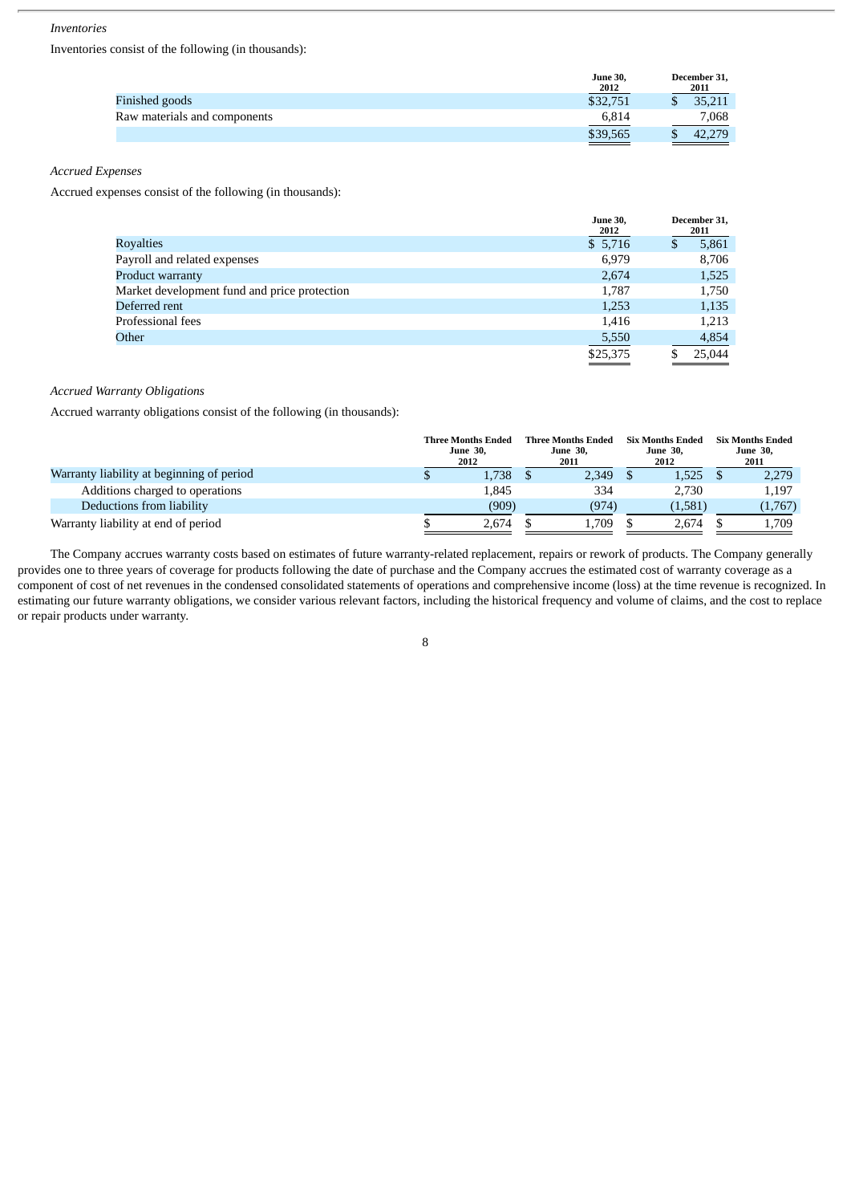*Inventories*

Inventories consist of the following (in thousands):

| | June 30, 2012 | December 31, 2011 |
|---|---|---|
| Finished goods | $32,751 | $ 35,211 |
| Raw materials and components | 6,814 | 7,068 |
| | $39,565 | $ 42,279 |

*Accrued Expenses*

Accrued expenses consist of the following (in thousands):

| | June 30, 2012 | December 31, 2011 |
|---|---|---|
| Royalties | $ 5,716 | $ 5,861 |
| Payroll and related expenses | 6,979 | 8,706 |
| Product warranty | 2,674 | 1,525 |
| Market development fund and price protection | 1,787 | 1,750 |
| Deferred rent | 1,253 | 1,135 |
| Professional fees | 1,416 | 1,213 |
| Other | 5,550 | 4,854 |
| | $25,375 | $ 25,044 |

*Accrued Warranty Obligations*

Accrued warranty obligations consist of the following (in thousands):

| | Three Months Ended June 30, 2012 | Three Months Ended June 30, 2011 | Six Months Ended June 30, 2012 | Six Months Ended June 30, 2011 |
|---|---|---|---|---|
| Warranty liability at beginning of period | $ 1,738 | $ 2,349 | $ 1,525 | $ 2,279 |
| Additions charged to operations | 1,845 | 334 | 2,730 | 1,197 |
| Deductions from liability | (909) | (974) | (1,581) | (1,767) |
| Warranty liability at end of period | $ 2,674 | $ 1,709 | $ 2,674 | $ 1,709 |

The Company accrues warranty costs based on estimates of future warranty-related replacement, repairs or rework of products. The Company generally provides one to three years of coverage for products following the date of purchase and the Company accrues the estimated cost of warranty coverage as a component of cost of net revenues in the condensed consolidated statements of operations and comprehensive income (loss) at the time revenue is recognized. In estimating our future warranty obligations, we consider various relevant factors, including the historical frequency and volume of claims, and the cost to replace or repair products under warranty.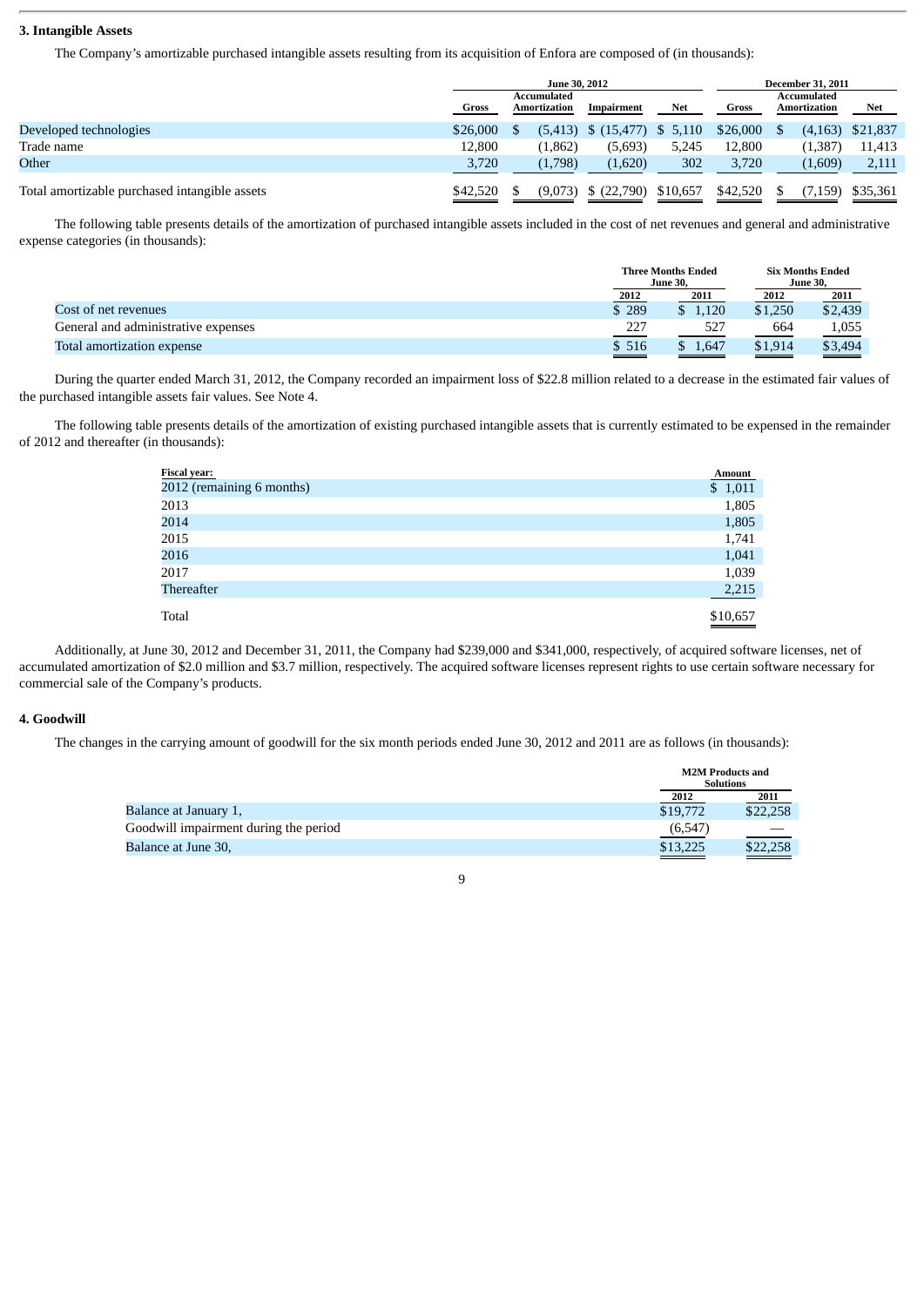### 3. Intangible Assets

The Company's amortizable purchased intangible assets resulting from its acquisition of Enfora are composed of (in thousands):

| | June 30, 2012 | | | | December 31, 2011 | | |
|---|---|---|---|---|---|---|---|
| | Gross | Accumulated Amortization | Impairment | Net | Gross | Accumulated Amortization | Net |
| Developed technologies | $26,000 | $ (5,413) | $ (15,477) | $ 5,110 | $26,000 | $ (4,163) | $21,837 |
| Trade name | 12,800 | (1,862) | (5,693) | 5,245 | 12,800 | (1,387) | 11,413 |
| Other | 3,720 | (1,798) | (1,620) | 302 | 3,720 | (1,609) | 2,111 |
| Total amortizable purchased intangible assets | $42,520 | $ (9,073) | $ (22,790) | $10,657 | $42,520 | $ (7,159) | $35,361 |

The following table presents details of the amortization of purchased intangible assets included in the cost of net revenues and general and administrative expense categories (in thousands):

| | Three Months Ended June 30, | | Six Months Ended June 30, | |
|---|---|---|---|---|
| | 2012 | 2011 | 2012 | 2011 |
| Cost of net revenues | $ 289 | $ 1,120 | $1,250 | $2,439 |
| General and administrative expenses | 227 | 527 | 664 | 1,055 |
| Total amortization expense | $ 516 | $ 1,647 | $1,914 | $3,494 |

During the quarter ended March 31, 2012, the Company recorded an impairment loss of $22.8 million related to a decrease in the estimated fair values of the purchased intangible assets fair values. See Note 4.

The following table presents details of the amortization of existing purchased intangible assets that is currently estimated to be expensed in the remainder of 2012 and thereafter (in thousands):

| Fiscal year: | Amount |
|---|---|
| 2012 (remaining 6 months) | $ 1,011 |
| 2013 | 1,805 |
| 2014 | 1,805 |
| 2015 | 1,741 |
| 2016 | 1,041 |
| 2017 | 1,039 |
| Thereafter | 2,215 |
| Total | $10,657 |

Additionally, at June 30, 2012 and December 31, 2011, the Company had $239,000 and $341,000, respectively, of acquired software licenses, net of accumulated amortization of $2.0 million and $3.7 million, respectively. The acquired software licenses represent rights to use certain software necessary for commercial sale of the Company's products.

### 4. Goodwill

The changes in the carrying amount of goodwill for the six month periods ended June 30, 2012 and 2011 are as follows (in thousands):

| | M2M Products and Solutions | |
|---|---|---|
| | 2012 | 2011 |
| Balance at January 1, | $19,772 | $22,258 |
| Goodwill impairment during the period | (6,547) | — |
| Balance at June 30, | $13,225 | $22,258 |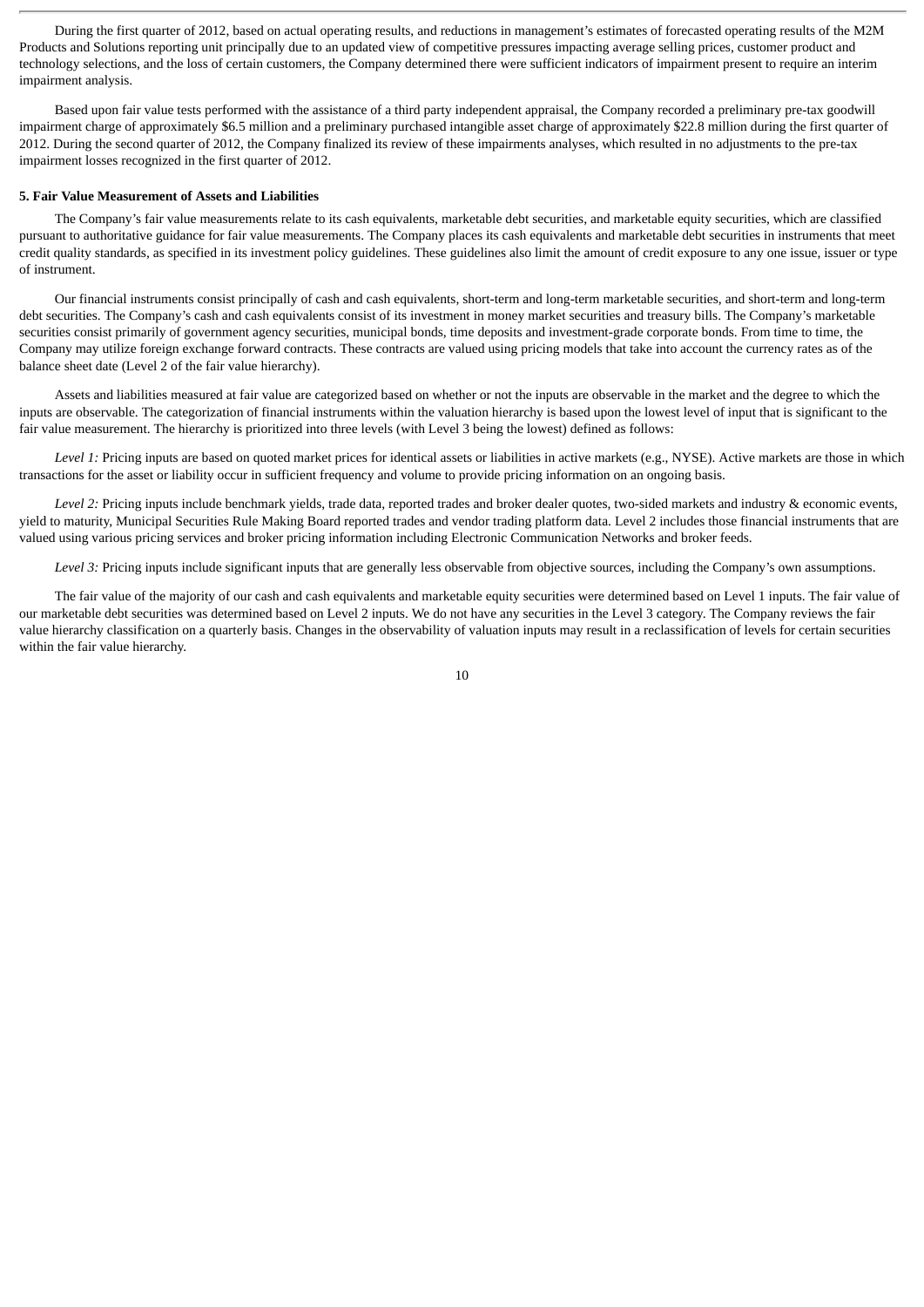During the first quarter of 2012, based on actual operating results, and reductions in management's estimates of forecasted operating results of the M2M Products and Solutions reporting unit principally due to an updated view of competitive pressures impacting average selling prices, customer product and technology selections, and the loss of certain customers, the Company determined there were sufficient indicators of impairment present to require an interim impairment analysis.

Based upon fair value tests performed with the assistance of a third party independent appraisal, the Company recorded a preliminary pre-tax goodwill impairment charge of approximately $6.5 million and a preliminary purchased intangible asset charge of approximately $22.8 million during the first quarter of 2012. During the second quarter of 2012, the Company finalized its review of these impairments analyses, which resulted in no adjustments to the pre-tax impairment losses recognized in the first quarter of 2012.

**5. Fair Value Measurement of Assets and Liabilities**

The Company's fair value measurements relate to its cash equivalents, marketable debt securities, and marketable equity securities, which are classified pursuant to authoritative guidance for fair value measurements. The Company places its cash equivalents and marketable debt securities in instruments that meet credit quality standards, as specified in its investment policy guidelines. These guidelines also limit the amount of credit exposure to any one issue, issuer or type of instrument.

Our financial instruments consist principally of cash and cash equivalents, short-term and long-term marketable securities, and short-term and long-term debt securities. The Company's cash and cash equivalents consist of its investment in money market securities and treasury bills. The Company's marketable securities consist primarily of government agency securities, municipal bonds, time deposits and investment-grade corporate bonds. From time to time, the Company may utilize foreign exchange forward contracts. These contracts are valued using pricing models that take into account the currency rates as of the balance sheet date (Level 2 of the fair value hierarchy).

Assets and liabilities measured at fair value are categorized based on whether or not the inputs are observable in the market and the degree to which the inputs are observable. The categorization of financial instruments within the valuation hierarchy is based upon the lowest level of input that is significant to the fair value measurement. The hierarchy is prioritized into three levels (with Level 3 being the lowest) defined as follows:

*Level 1:* Pricing inputs are based on quoted market prices for identical assets or liabilities in active markets (e.g., NYSE). Active markets are those in which transactions for the asset or liability occur in sufficient frequency and volume to provide pricing information on an ongoing basis.

*Level 2:* Pricing inputs include benchmark yields, trade data, reported trades and broker dealer quotes, two-sided markets and industry & economic events, yield to maturity, Municipal Securities Rule Making Board reported trades and vendor trading platform data. Level 2 includes those financial instruments that are valued using various pricing services and broker pricing information including Electronic Communication Networks and broker feeds.

*Level 3:* Pricing inputs include significant inputs that are generally less observable from objective sources, including the Company's own assumptions.

The fair value of the majority of our cash and cash equivalents and marketable equity securities were determined based on Level 1 inputs. The fair value of our marketable debt securities was determined based on Level 2 inputs. We do not have any securities in the Level 3 category. The Company reviews the fair value hierarchy classification on a quarterly basis. Changes in the observability of valuation inputs may result in a reclassification of levels for certain securities within the fair value hierarchy.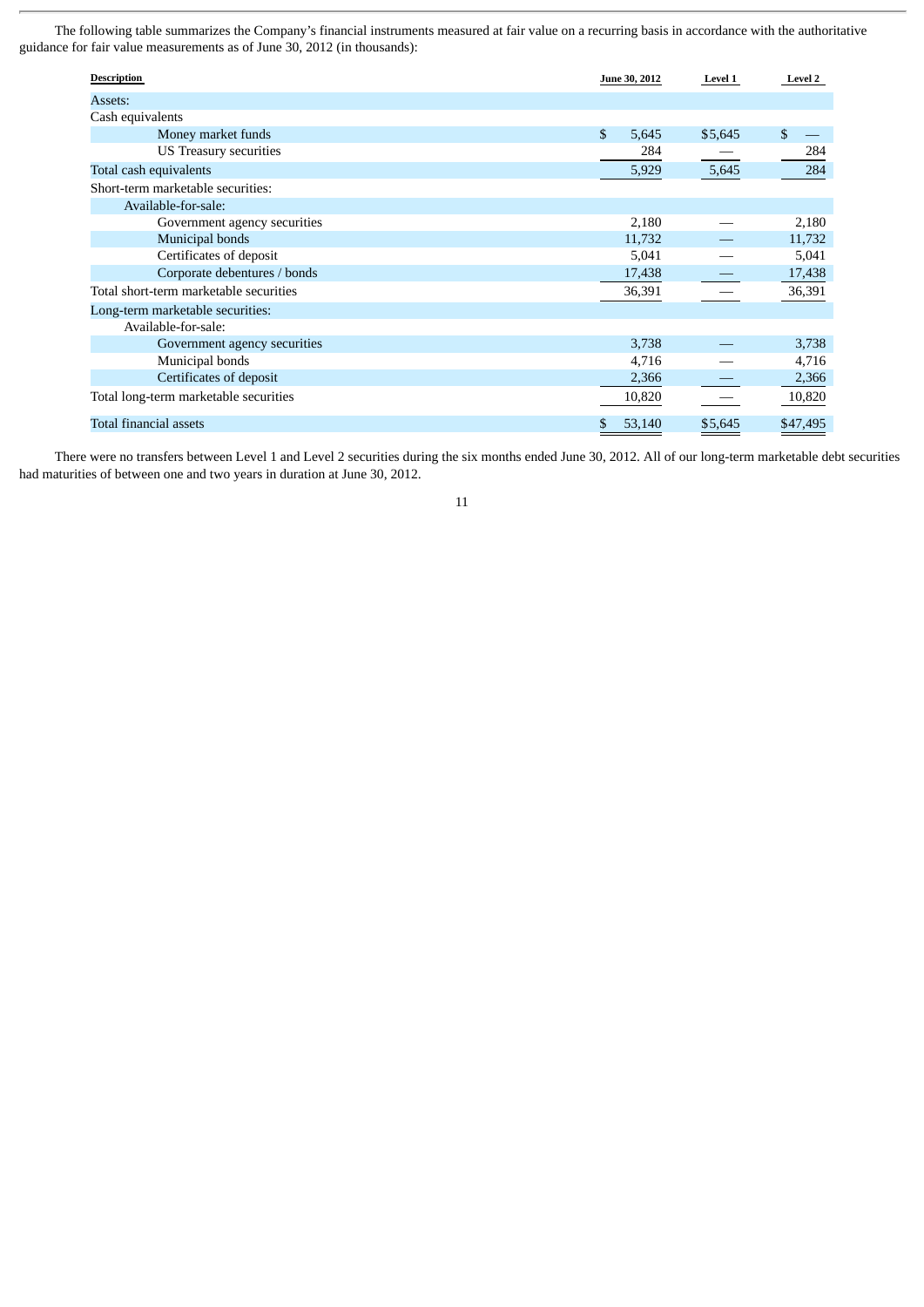The following table summarizes the Company's financial instruments measured at fair value on a recurring basis in accordance with the authoritative guidance for fair value measurements as of June 30, 2012 (in thousands):

| Description | June 30, 2012 | Level 1 | Level 2 |
|---|---|---|---|
| Assets: | | | |
| Cash equivalents | | | |
| Money market funds | $ 5,645 | $5,645 | $ — |
| US Treasury securities | 284 | — | 284 |
| Total cash equivalents | 5,929 | 5,645 | 284 |
| Short-term marketable securities: | | | |
| Available-for-sale: | | | |
| Government agency securities | 2,180 | — | 2,180 |
| Municipal bonds | 11,732 | — | 11,732 |
| Certificates of deposit | 5,041 | — | 5,041 |
| Corporate debentures / bonds | 17,438 | — | 17,438 |
| Total short-term marketable securities | 36,391 | — | 36,391 |
| Long-term marketable securities: | | | |
| Available-for-sale: | | | |
| Government agency securities | 3,738 | — | 3,738 |
| Municipal bonds | 4,716 | — | 4,716 |
| Certificates of deposit | 2,366 | — | 2,366 |
| Total long-term marketable securities | 10,820 | — | 10,820 |
| Total financial assets | $ 53,140 | $5,645 | $47,495 |

There were no transfers between Level 1 and Level 2 securities during the six months ended June 30, 2012. All of our long-term marketable debt securities had maturities of between one and two years in duration at June 30, 2012.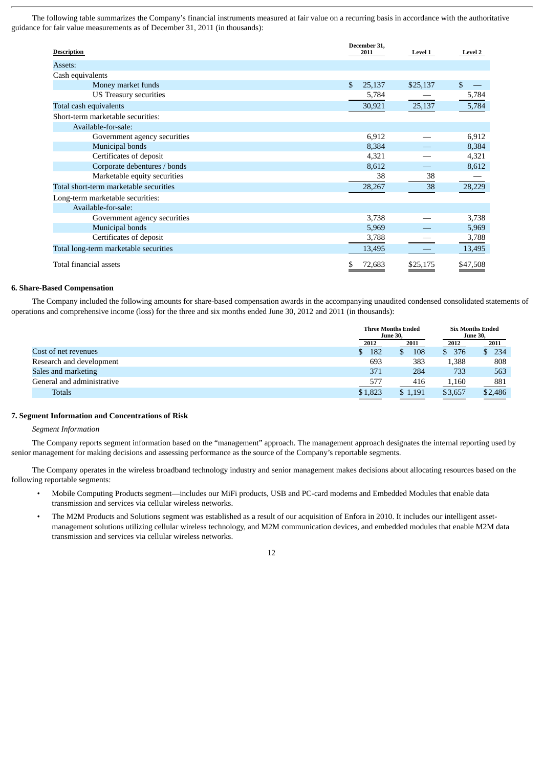The following table summarizes the Company's financial instruments measured at fair value on a recurring basis in accordance with the authoritative guidance for fair value measurements as of December 31, 2011 (in thousands):

| Description | December 31, 2011 | Level 1 | Level 2 |
|---|---|---|---|
| Assets: | | | |
| Cash equivalents | | | |
| Money market funds | $ 25,137 | $25,137 | $ — |
| US Treasury securities | 5,784 | — | 5,784 |
| Total cash equivalents | 30,921 | 25,137 | 5,784 |
| Short-term marketable securities: | | | |
| Available-for-sale: | | | |
| Government agency securities | 6,912 | — | 6,912 |
| Municipal bonds | 8,384 | — | 8,384 |
| Certificates of deposit | 4,321 | — | 4,321 |
| Corporate debentures / bonds | 8,612 | — | 8,612 |
| Marketable equity securities | 38 | 38 | — |
| Total short-term marketable securities | 28,267 | 38 | 28,229 |
| Long-term marketable securities: | | | |
| Available-for-sale: | | | |
| Government agency securities | 3,738 | — | 3,738 |
| Municipal bonds | 5,969 | — | 5,969 |
| Certificates of deposit | 3,788 | — | 3,788 |
| Total long-term marketable securities | 13,495 | — | 13,495 |
| Total financial assets | $ 72,683 | $25,175 | $47,508 |

**6. Share-Based Compensation**

The Company included the following amounts for share-based compensation awards in the accompanying unaudited condensed consolidated statements of operations and comprehensive income (loss) for the three and six months ended June 30, 2012 and 2011 (in thousands):

| | Three Months Ended June 30, | | Six Months Ended June 30, | |
|---|---|---|---|---|
| | 2012 | 2011 | 2012 | 2011 |
| Cost of net revenues | $ 182 | $ 108 | $ 376 | $ 234 |
| Research and development | 693 | 383 | 1,388 | 808 |
| Sales and marketing | 371 | 284 | 733 | 563 |
| General and administrative | 577 | 416 | 1,160 | 881 |
| Totals | $1,823 | $ 1,191 | $3,657 | $2,486 |

**7. Segment Information and Concentrations of Risk**

*Segment Information*

The Company reports segment information based on the "management" approach. The management approach designates the internal reporting used by senior management for making decisions and assessing performance as the source of the Company's reportable segments.

The Company operates in the wireless broadband technology industry and senior management makes decisions about allocating resources based on the following reportable segments:

- Mobile Computing Products segment—includes our MiFi products, USB and PC-card modems and Embedded Modules that enable data transmission and services via cellular wireless networks.
- The M2M Products and Solutions segment was established as a result of our acquisition of Enfora in 2010. It includes our intelligent asset-management solutions utilizing cellular wireless technology, and M2M communication devices, and embedded modules that enable M2M data transmission and services via cellular wireless networks.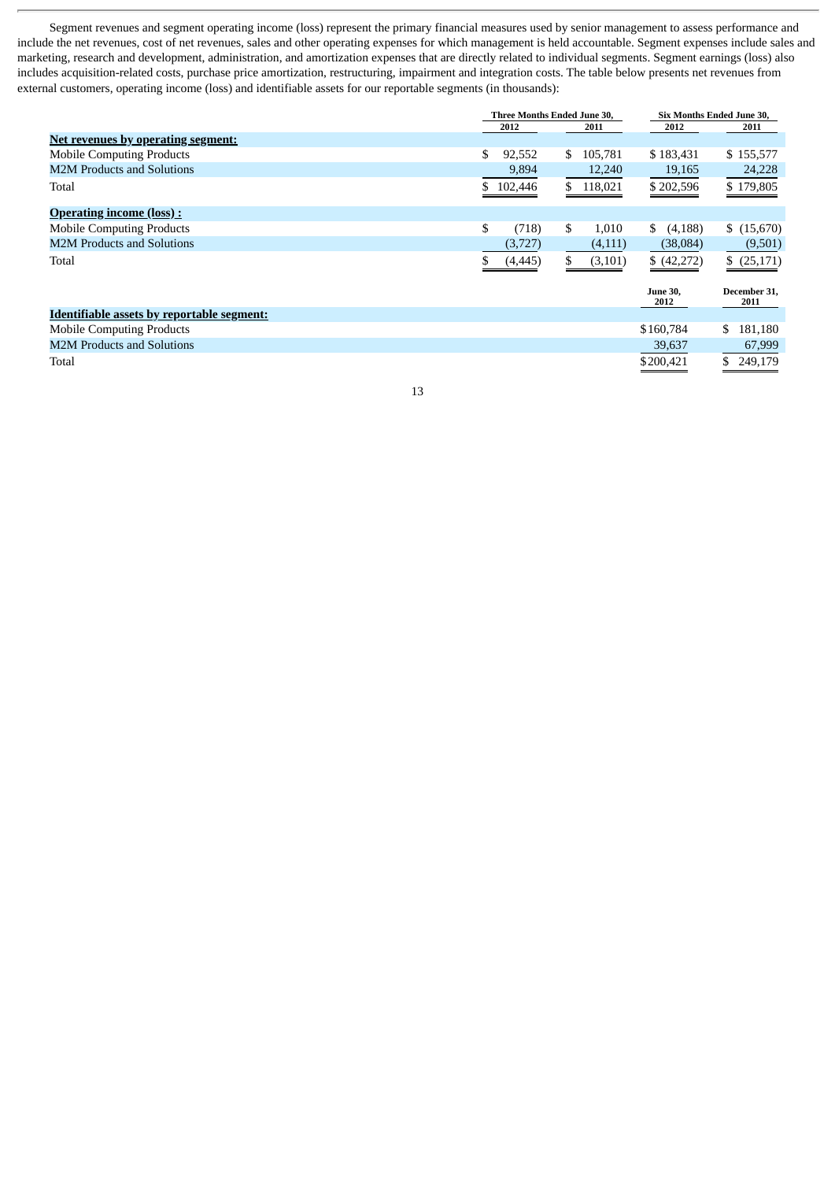Segment revenues and segment operating income (loss) represent the primary financial measures used by senior management to assess performance and include the net revenues, cost of net revenues, sales and other operating expenses for which management is held accountable. Segment expenses include sales and marketing, research and development, administration, and amortization expenses that are directly related to individual segments. Segment earnings (loss) also includes acquisition-related costs, purchase price amortization, restructuring, impairment and integration costs. The table below presents net revenues from external customers, operating income (loss) and identifiable assets for our reportable segments (in thousands):

| | Three Months Ended June 30, | | Six Months Ended June 30, | |
|---|---|---|---|---|
| | 2012 | 2011 | 2012 | 2011 |
| **Net revenues by operating segment:** | | | | |
| Mobile Computing Products | $ 92,552 | $ 105,781 | $ 183,431 | $ 155,577 |
| M2M Products and Solutions | 9,894 | 12,240 | 19,165 | 24,228 |
| Total | $ 102,446 | $ 118,021 | $ 202,596 | $ 179,805 |
| **Operating income (loss) :** | | | | |
| Mobile Computing Products | $ (718) | $ 1,010 | $ (4,188) | $ (15,670) |
| M2M Products and Solutions | (3,727) | (4,111) | (38,084) | (9,501) |
| Total | $ (4,445) | $ (3,101) | $ (42,272) | $ (25,171) |

| | June 30, 2012 | December 31, 2011 |
|---|---|---|
| **Identifiable assets by reportable segment:** | | |
| Mobile Computing Products | $160,784 | $ 181,180 |
| M2M Products and Solutions | 39,637 | 67,999 |
| Total | $200,421 | $ 249,179 |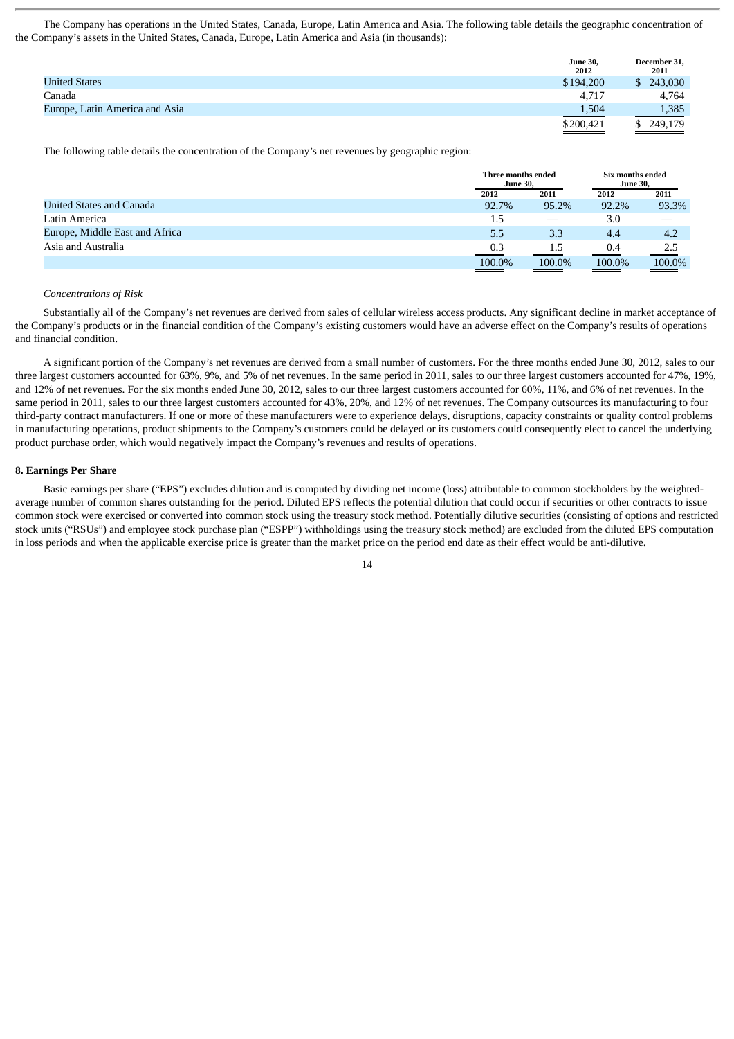The Company has operations in the United States, Canada, Europe, Latin America and Asia. The following table details the geographic concentration of the Company's assets in the United States, Canada, Europe, Latin America and Asia (in thousands):

| | June 30, 2012 | December 31, 2011 |
|---|---|---|
| United States | $194,200 | $ 243,030 |
| Canada | 4,717 | 4,764 |
| Europe, Latin America and Asia | 1,504 | 1,385 |
| | $200,421 | $ 249,179 |

The following table details the concentration of the Company's net revenues by geographic region:

| | Three months ended June 30, | | Six months ended June 30, | |
|---|---|---|---|---|
| | 2012 | 2011 | 2012 | 2011 |
| United States and Canada | 92.7% | 95.2% | 92.2% | 93.3% |
| Latin America | 1.5 | — | 3.0 | — |
| Europe, Middle East and Africa | 5.5 | 3.3 | 4.4 | 4.2 |
| Asia and Australia | 0.3 | 1.5 | 0.4 | 2.5 |
| | 100.0% | 100.0% | 100.0% | 100.0% |

*Concentrations of Risk*

Substantially all of the Company's net revenues are derived from sales of cellular wireless access products. Any significant decline in market acceptance of the Company's products or in the financial condition of the Company's existing customers would have an adverse effect on the Company's results of operations and financial condition.

A significant portion of the Company's net revenues are derived from a small number of customers. For the three months ended June 30, 2012, sales to our three largest customers accounted for 63%, 9%, and 5% of net revenues. In the same period in 2011, sales to our three largest customers accounted for 47%, 19%, and 12% of net revenues. For the six months ended June 30, 2012, sales to our three largest customers accounted for 60%, 11%, and 6% of net revenues. In the same period in 2011, sales to our three largest customers accounted for 43%, 20%, and 12% of net revenues. The Company outsources its manufacturing to four third-party contract manufacturers. If one or more of these manufacturers were to experience delays, disruptions, capacity constraints or quality control problems in manufacturing operations, product shipments to the Company's customers could be delayed or its customers could consequently elect to cancel the underlying product purchase order, which would negatively impact the Company's revenues and results of operations.

**8. Earnings Per Share**

Basic earnings per share ("EPS") excludes dilution and is computed by dividing net income (loss) attributable to common stockholders by the weighted-average number of common shares outstanding for the period. Diluted EPS reflects the potential dilution that could occur if securities or other contracts to issue common stock were exercised or converted into common stock using the treasury stock method. Potentially dilutive securities (consisting of options and restricted stock units ("RSUs") and employee stock purchase plan ("ESPP") withholdings using the treasury stock method) are excluded from the diluted EPS computation in loss periods and when the applicable exercise price is greater than the market price on the period end date as their effect would be anti-dilutive.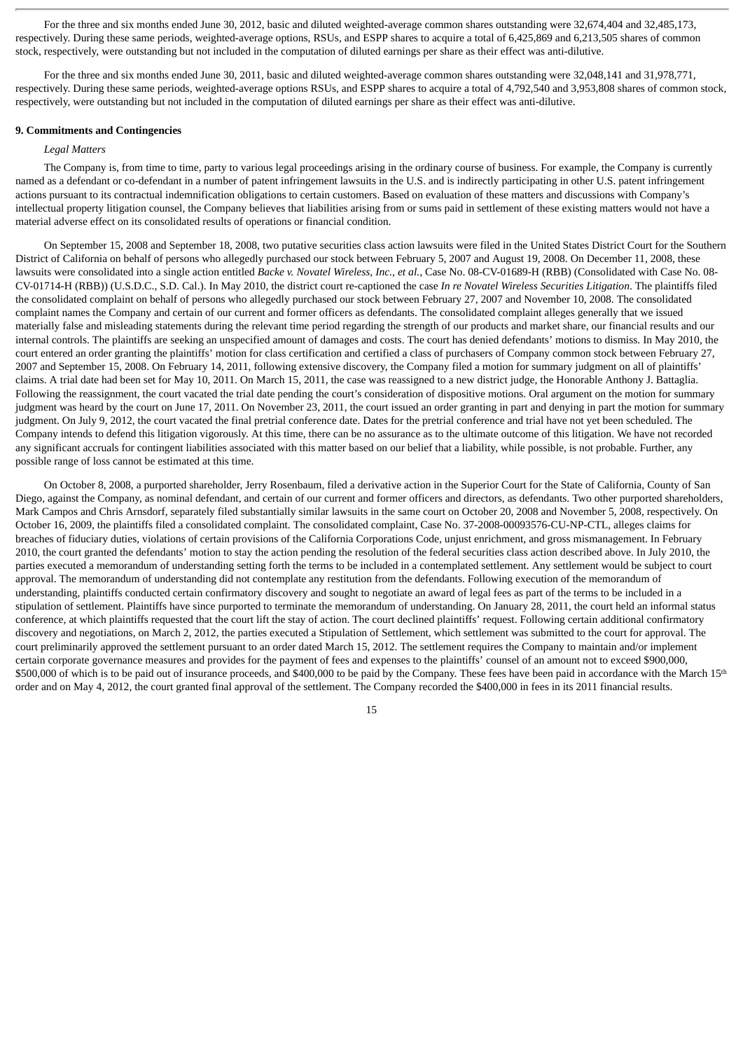For the three and six months ended June 30, 2012, basic and diluted weighted-average common shares outstanding were 32,674,404 and 32,485,173, respectively. During these same periods, weighted-average options, RSUs, and ESPP shares to acquire a total of 6,425,869 and 6,213,505 shares of common stock, respectively, were outstanding but not included in the computation of diluted earnings per share as their effect was anti-dilutive.

For the three and six months ended June 30, 2011, basic and diluted weighted-average common shares outstanding were 32,048,141 and 31,978,771, respectively. During these same periods, weighted-average options RSUs, and ESPP shares to acquire a total of 4,792,540 and 3,953,808 shares of common stock, respectively, were outstanding but not included in the computation of diluted earnings per share as their effect was anti-dilutive.

**9. Commitments and Contingencies**

*Legal Matters*

The Company is, from time to time, party to various legal proceedings arising in the ordinary course of business. For example, the Company is currently named as a defendant or co-defendant in a number of patent infringement lawsuits in the U.S. and is indirectly participating in other U.S. patent infringement actions pursuant to its contractual indemnification obligations to certain customers. Based on evaluation of these matters and discussions with Company's intellectual property litigation counsel, the Company believes that liabilities arising from or sums paid in settlement of these existing matters would not have a material adverse effect on its consolidated results of operations or financial condition.

On September 15, 2008 and September 18, 2008, two putative securities class action lawsuits were filed in the United States District Court for the Southern District of California on behalf of persons who allegedly purchased our stock between February 5, 2007 and August 19, 2008. On December 11, 2008, these lawsuits were consolidated into a single action entitled *Backe v. Novatel Wireless, Inc., et al.*, Case No. 08-CV-01689-H (RBB) (Consolidated with Case No. 08-CV-01714-H (RBB)) (U.S.D.C., S.D. Cal.). In May 2010, the district court re-captioned the case *In re Novatel Wireless Securities Litigation*. The plaintiffs filed the consolidated complaint on behalf of persons who allegedly purchased our stock between February 27, 2007 and November 10, 2008. The consolidated complaint names the Company and certain of our current and former officers as defendants. The consolidated complaint alleges generally that we issued materially false and misleading statements during the relevant time period regarding the strength of our products and market share, our financial results and our internal controls. The plaintiffs are seeking an unspecified amount of damages and costs. The court has denied defendants' motions to dismiss. In May 2010, the court entered an order granting the plaintiffs' motion for class certification and certified a class of purchasers of Company common stock between February 27, 2007 and September 15, 2008. On February 14, 2011, following extensive discovery, the Company filed a motion for summary judgment on all of plaintiffs' claims. A trial date had been set for May 10, 2011. On March 15, 2011, the case was reassigned to a new district judge, the Honorable Anthony J. Battaglia. Following the reassignment, the court vacated the trial date pending the court's consideration of dispositive motions. Oral argument on the motion for summary judgment was heard by the court on June 17, 2011. On November 23, 2011, the court issued an order granting in part and denying in part the motion for summary judgment. On July 9, 2012, the court vacated the final pretrial conference date. Dates for the pretrial conference and trial have not yet been scheduled. The Company intends to defend this litigation vigorously. At this time, there can be no assurance as to the ultimate outcome of this litigation. We have not recorded any significant accruals for contingent liabilities associated with this matter based on our belief that a liability, while possible, is not probable. Further, any possible range of loss cannot be estimated at this time.

On October 8, 2008, a purported shareholder, Jerry Rosenbaum, filed a derivative action in the Superior Court for the State of California, County of San Diego, against the Company, as nominal defendant, and certain of our current and former officers and directors, as defendants. Two other purported shareholders, Mark Campos and Chris Arnsdorf, separately filed substantially similar lawsuits in the same court on October 20, 2008 and November 5, 2008, respectively. On October 16, 2009, the plaintiffs filed a consolidated complaint. The consolidated complaint, Case No. 37-2008-00093576-CU-NP-CTL, alleges claims for breaches of fiduciary duties, violations of certain provisions of the California Corporations Code, unjust enrichment, and gross mismanagement. In February 2010, the court granted the defendants' motion to stay the action pending the resolution of the federal securities class action described above. In July 2010, the parties executed a memorandum of understanding setting forth the terms to be included in a contemplated settlement. Any settlement would be subject to court approval. The memorandum of understanding did not contemplate any restitution from the defendants. Following execution of the memorandum of understanding, plaintiffs conducted certain confirmatory discovery and sought to negotiate an award of legal fees as part of the terms to be included in a stipulation of settlement. Plaintiffs have since purported to terminate the memorandum of understanding. On January 28, 2011, the court held an informal status conference, at which plaintiffs requested that the court lift the stay of action. The court declined plaintiffs' request. Following certain additional confirmatory discovery and negotiations, on March 2, 2012, the parties executed a Stipulation of Settlement, which settlement was submitted to the court for approval. The court preliminarily approved the settlement pursuant to an order dated March 15, 2012. The settlement requires the Company to maintain and/or implement certain corporate governance measures and provides for the payment of fees and expenses to the plaintiffs' counsel of an amount not to exceed $900,000, $500,000 of which is to be paid out of insurance proceeds, and $400,000 to be paid by the Company. These fees have been paid in accordance with the March 15th order and on May 4, 2012, the court granted final approval of the settlement. The Company recorded the $400,000 in fees in its 2011 financial results.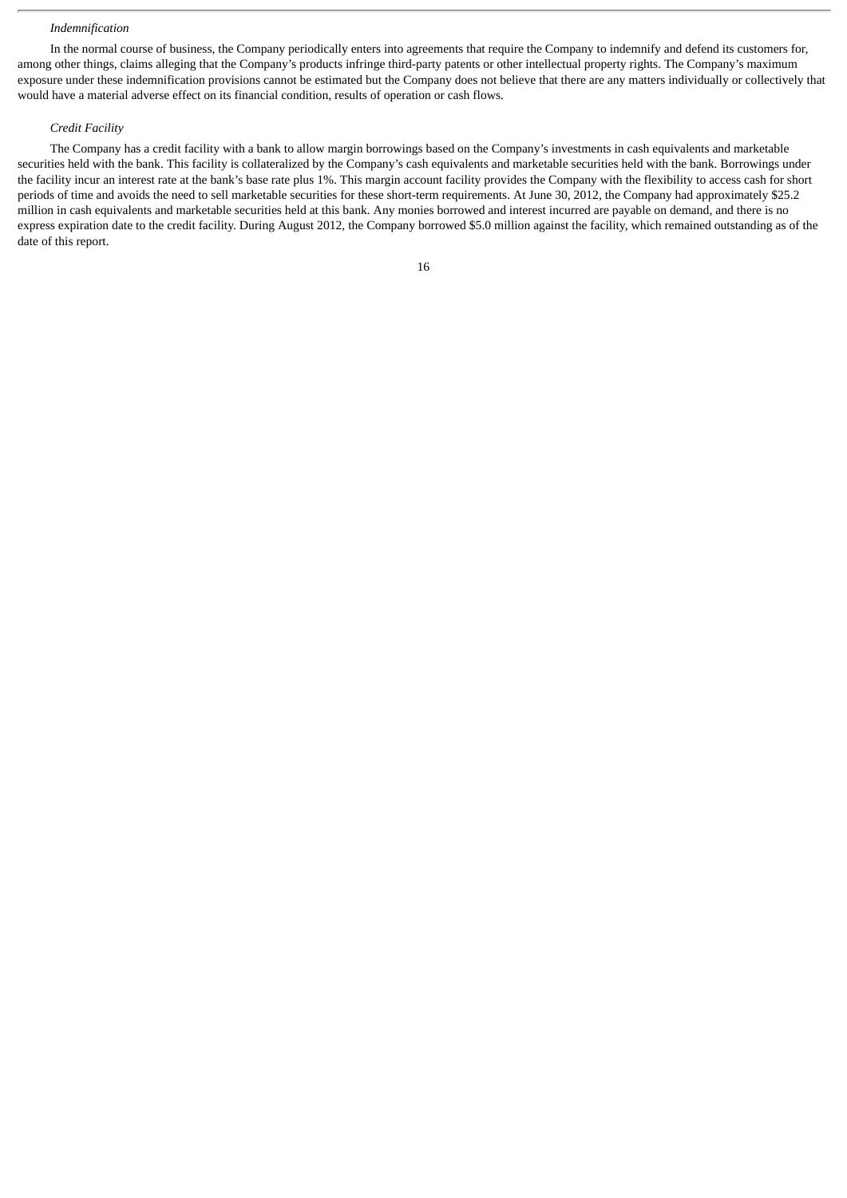*Indemnification*

In the normal course of business, the Company periodically enters into agreements that require the Company to indemnify and defend its customers for, among other things, claims alleging that the Company's products infringe third-party patents or other intellectual property rights. The Company's maximum exposure under these indemnification provisions cannot be estimated but the Company does not believe that there are any matters individually or collectively that would have a material adverse effect on its financial condition, results of operation or cash flows.

*Credit Facility*

The Company has a credit facility with a bank to allow margin borrowings based on the Company's investments in cash equivalents and marketable securities held with the bank. This facility is collateralized by the Company's cash equivalents and marketable securities held with the bank. Borrowings under the facility incur an interest rate at the bank's base rate plus 1%. This margin account facility provides the Company with the flexibility to access cash for short periods of time and avoids the need to sell marketable securities for these short-term requirements. At June 30, 2012, the Company had approximately $25.2 million in cash equivalents and marketable securities held at this bank. Any monies borrowed and interest incurred are payable on demand, and there is no express expiration date to the credit facility. During August 2012, the Company borrowed $5.0 million against the facility, which remained outstanding as of the date of this report.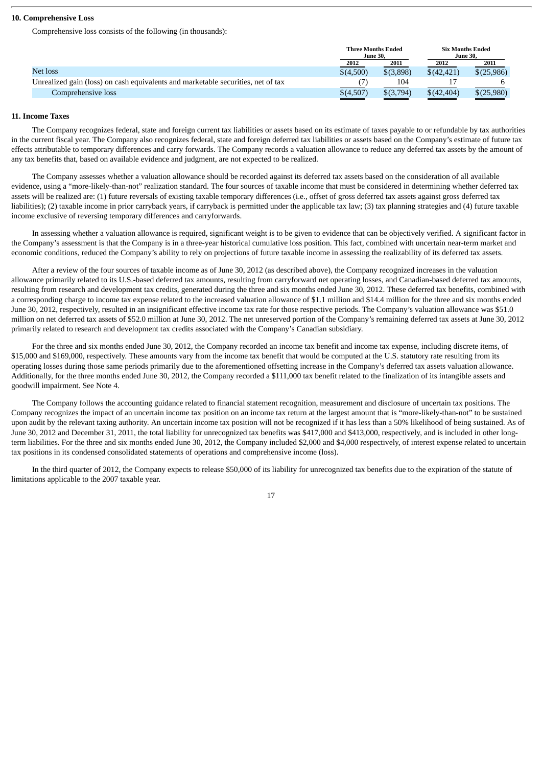**10. Comprehensive Loss**

Comprehensive loss consists of the following (in thousands):

| | Three Months Ended June 30, | | Six Months Ended June 30, | |
|---|---|---|---|---|
| | 2012 | 2011 | 2012 | 2011 |
| Net loss | $(4,500) | $(3,898) | $(42,421) | $(25,986) |
| Unrealized gain (loss) on cash equivalents and marketable securities, net of tax | (7) | 104 | 17 | 6 |
| Comprehensive loss | $(4,507) | $(3,794) | $(42,404) | $(25,980) |

**11. Income Taxes**

The Company recognizes federal, state and foreign current tax liabilities or assets based on its estimate of taxes payable to or refundable by tax authorities in the current fiscal year. The Company also recognizes federal, state and foreign deferred tax liabilities or assets based on the Company's estimate of future tax effects attributable to temporary differences and carry forwards. The Company records a valuation allowance to reduce any deferred tax assets by the amount of any tax benefits that, based on available evidence and judgment, are not expected to be realized.

The Company assesses whether a valuation allowance should be recorded against its deferred tax assets based on the consideration of all available evidence, using a "more-likely-than-not" realization standard. The four sources of taxable income that must be considered in determining whether deferred tax assets will be realized are: (1) future reversals of existing taxable temporary differences (i.e., offset of gross deferred tax assets against gross deferred tax liabilities); (2) taxable income in prior carryback years, if carryback is permitted under the applicable tax law; (3) tax planning strategies and (4) future taxable income exclusive of reversing temporary differences and carryforwards.

In assessing whether a valuation allowance is required, significant weight is to be given to evidence that can be objectively verified. A significant factor in the Company's assessment is that the Company is in a three-year historical cumulative loss position. This fact, combined with uncertain near-term market and economic conditions, reduced the Company's ability to rely on projections of future taxable income in assessing the realizability of its deferred tax assets.

After a review of the four sources of taxable income as of June 30, 2012 (as described above), the Company recognized increases in the valuation allowance primarily related to its U.S.-based deferred tax amounts, resulting from carryforward net operating losses, and Canadian-based deferred tax amounts, resulting from research and development tax credits, generated during the three and six months ended June 30, 2012. These deferred tax benefits, combined with a corresponding charge to income tax expense related to the increased valuation allowance of $1.1 million and $14.4 million for the three and six months ended June 30, 2012, respectively, resulted in an insignificant effective income tax rate for those respective periods. The Company's valuation allowance was $51.0 million on net deferred tax assets of $52.0 million at June 30, 2012. The net unreserved portion of the Company's remaining deferred tax assets at June 30, 2012 primarily related to research and development tax credits associated with the Company's Canadian subsidiary.

For the three and six months ended June 30, 2012, the Company recorded an income tax benefit and income tax expense, including discrete items, of $15,000 and $169,000, respectively. These amounts vary from the income tax benefit that would be computed at the U.S. statutory rate resulting from its operating losses during those same periods primarily due to the aforementioned offsetting increase in the Company's deferred tax assets valuation allowance. Additionally, for the three months ended June 30, 2012, the Company recorded a $111,000 tax benefit related to the finalization of its intangible assets and goodwill impairment. See Note 4.

The Company follows the accounting guidance related to financial statement recognition, measurement and disclosure of uncertain tax positions. The Company recognizes the impact of an uncertain income tax position on an income tax return at the largest amount that is "more-likely-than-not" to be sustained upon audit by the relevant taxing authority. An uncertain income tax position will not be recognized if it has less than a 50% likelihood of being sustained. As of June 30, 2012 and December 31, 2011, the total liability for unrecognized tax benefits was $417,000 and $413,000, respectively, and is included in other long-term liabilities. For the three and six months ended June 30, 2012, the Company included $2,000 and $4,000 respectively, of interest expense related to uncertain tax positions in its condensed consolidated statements of operations and comprehensive income (loss).

In the third quarter of 2012, the Company expects to release $50,000 of its liability for unrecognized tax benefits due to the expiration of the statute of limitations applicable to the 2007 taxable year.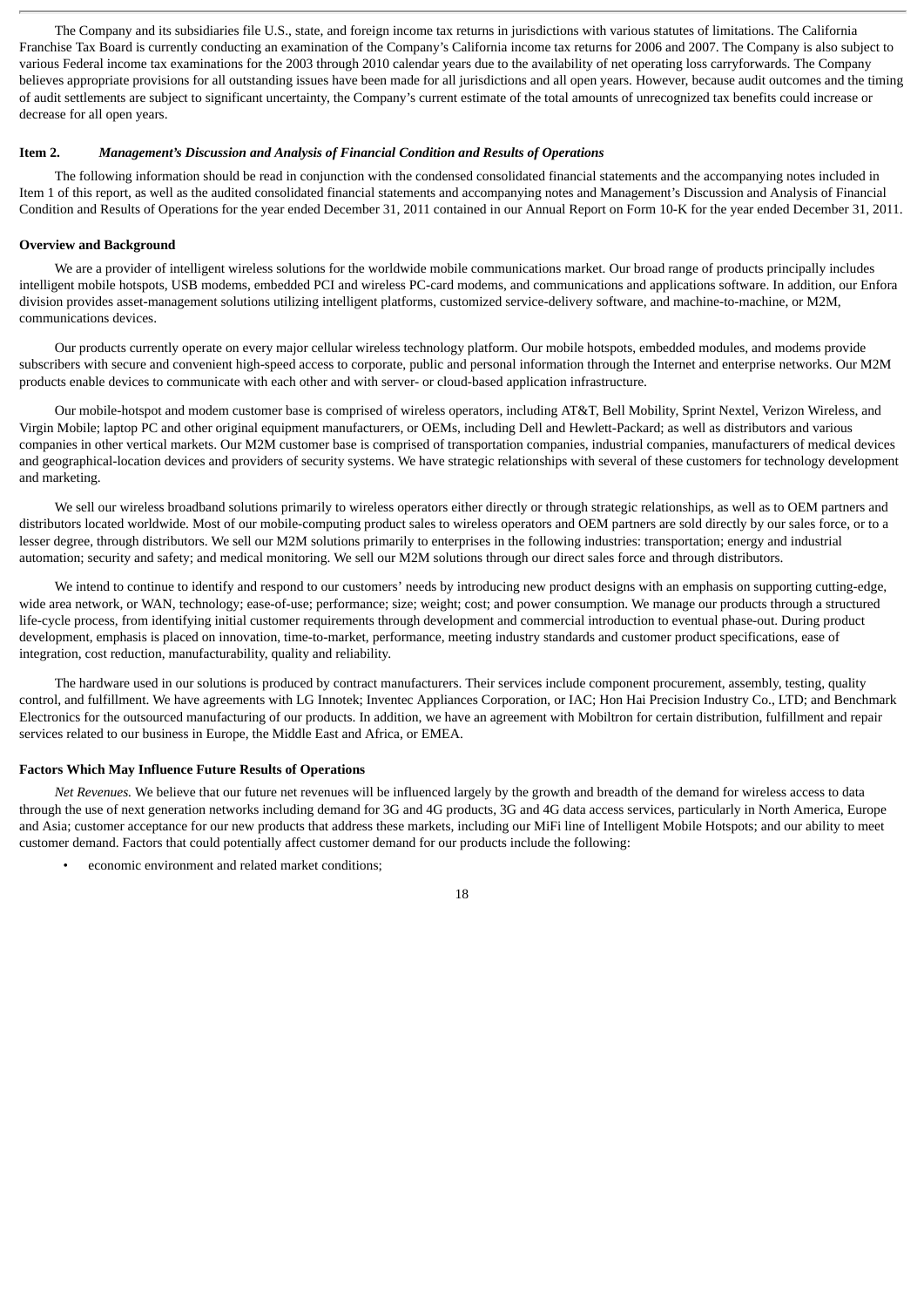The Company and its subsidiaries file U.S., state, and foreign income tax returns in jurisdictions with various statutes of limitations. The California Franchise Tax Board is currently conducting an examination of the Company's California income tax returns for 2006 and 2007. The Company is also subject to various Federal income tax examinations for the 2003 through 2010 calendar years due to the availability of net operating loss carryforwards. The Company believes appropriate provisions for all outstanding issues have been made for all jurisdictions and all open years. However, because audit outcomes and the timing of audit settlements are subject to significant uncertainty, the Company's current estimate of the total amounts of unrecognized tax benefits could increase or decrease for all open years.

## Item 2. *Management's Discussion and Analysis of Financial Condition and Results of Operations*

The following information should be read in conjunction with the condensed consolidated financial statements and the accompanying notes included in Item 1 of this report, as well as the audited consolidated financial statements and accompanying notes and Management's Discussion and Analysis of Financial Condition and Results of Operations for the year ended December 31, 2011 contained in our Annual Report on Form 10-K for the year ended December 31, 2011.

### Overview and Background

We are a provider of intelligent wireless solutions for the worldwide mobile communications market. Our broad range of products principally includes intelligent mobile hotspots, USB modems, embedded PCI and wireless PC-card modems, and communications and applications software. In addition, our Enfora division provides asset-management solutions utilizing intelligent platforms, customized service-delivery software, and machine-to-machine, or M2M, communications devices.

Our products currently operate on every major cellular wireless technology platform. Our mobile hotspots, embedded modules, and modems provide subscribers with secure and convenient high-speed access to corporate, public and personal information through the Internet and enterprise networks. Our M2M products enable devices to communicate with each other and with server- or cloud-based application infrastructure.

Our mobile-hotspot and modem customer base is comprised of wireless operators, including AT&T, Bell Mobility, Sprint Nextel, Verizon Wireless, and Virgin Mobile; laptop PC and other original equipment manufacturers, or OEMs, including Dell and Hewlett-Packard; as well as distributors and various companies in other vertical markets. Our M2M customer base is comprised of transportation companies, industrial companies, manufacturers of medical devices and geographical-location devices and providers of security systems. We have strategic relationships with several of these customers for technology development and marketing.

We sell our wireless broadband solutions primarily to wireless operators either directly or through strategic relationships, as well as to OEM partners and distributors located worldwide. Most of our mobile-computing product sales to wireless operators and OEM partners are sold directly by our sales force, or to a lesser degree, through distributors. We sell our M2M solutions primarily to enterprises in the following industries: transportation; energy and industrial automation; security and safety; and medical monitoring. We sell our M2M solutions through our direct sales force and through distributors.

We intend to continue to identify and respond to our customers' needs by introducing new product designs with an emphasis on supporting cutting-edge, wide area network, or WAN, technology; ease-of-use; performance; size; weight; cost; and power consumption. We manage our products through a structured life-cycle process, from identifying initial customer requirements through development and commercial introduction to eventual phase-out. During product development, emphasis is placed on innovation, time-to-market, performance, meeting industry standards and customer product specifications, ease of integration, cost reduction, manufacturability, quality and reliability.

The hardware used in our solutions is produced by contract manufacturers. Their services include component procurement, assembly, testing, quality control, and fulfillment. We have agreements with LG Innotek; Inventec Appliances Corporation, or IAC; Hon Hai Precision Industry Co., LTD; and Benchmark Electronics for the outsourced manufacturing of our products. In addition, we have an agreement with Mobiltron for certain distribution, fulfillment and repair services related to our business in Europe, the Middle East and Africa, or EMEA.

### Factors Which May Influence Future Results of Operations

*Net Revenues.* We believe that our future net revenues will be influenced largely by the growth and breadth of the demand for wireless access to data through the use of next generation networks including demand for 3G and 4G products, 3G and 4G data access services, particularly in North America, Europe and Asia; customer acceptance for our new products that address these markets, including our MiFi line of Intelligent Mobile Hotspots; and our ability to meet customer demand. Factors that could potentially affect customer demand for our products include the following:

- economic environment and related market conditions;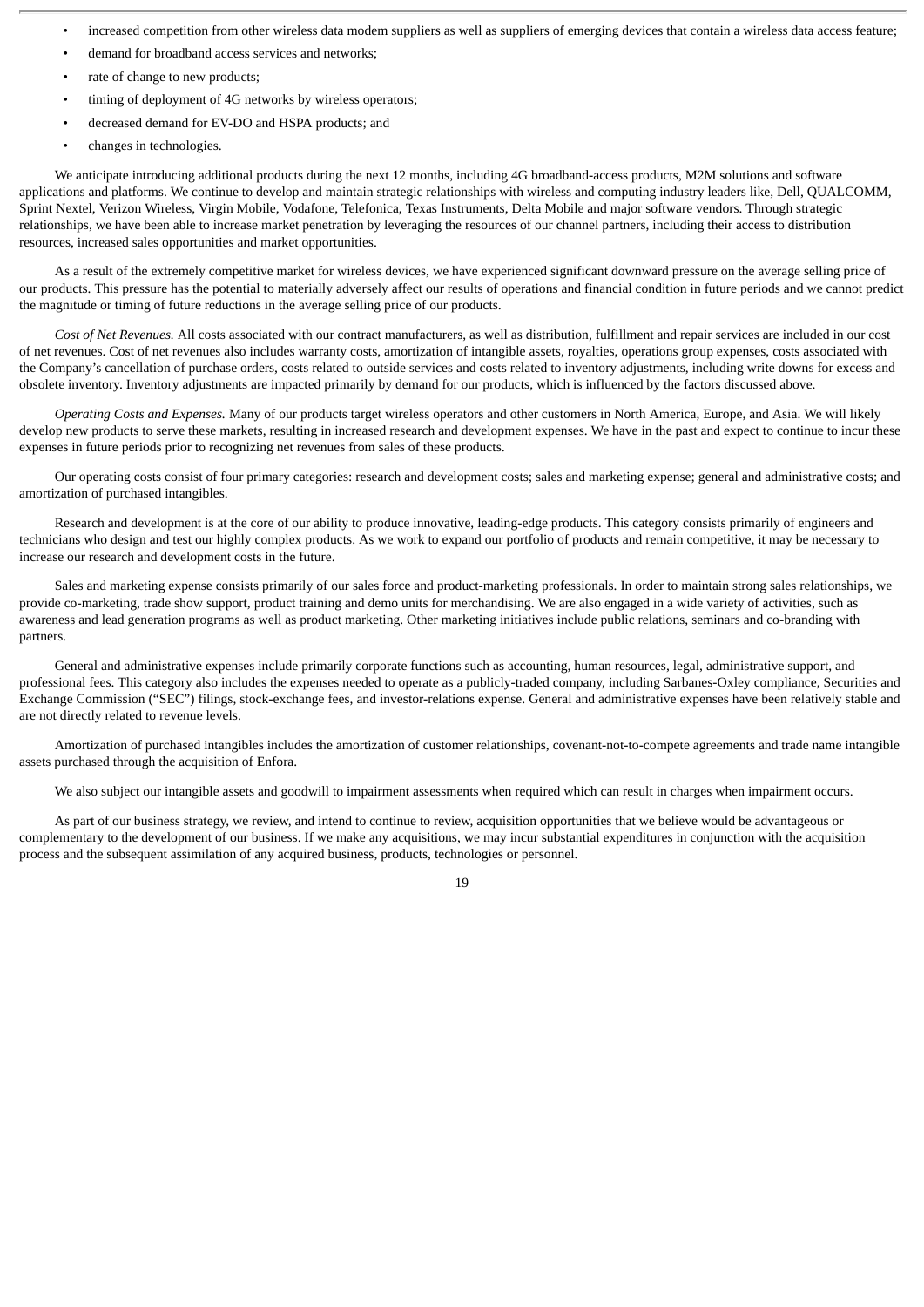- increased competition from other wireless data modem suppliers as well as suppliers of emerging devices that contain a wireless data access feature;
- demand for broadband access services and networks;
- rate of change to new products;
- timing of deployment of 4G networks by wireless operators;
- decreased demand for EV-DO and HSPA products; and
- changes in technologies.

We anticipate introducing additional products during the next 12 months, including 4G broadband-access products, M2M solutions and software applications and platforms. We continue to develop and maintain strategic relationships with wireless and computing industry leaders like, Dell, QUALCOMM, Sprint Nextel, Verizon Wireless, Virgin Mobile, Vodafone, Telefonica, Texas Instruments, Delta Mobile and major software vendors. Through strategic relationships, we have been able to increase market penetration by leveraging the resources of our channel partners, including their access to distribution resources, increased sales opportunities and market opportunities.

As a result of the extremely competitive market for wireless devices, we have experienced significant downward pressure on the average selling price of our products. This pressure has the potential to materially adversely affect our results of operations and financial condition in future periods and we cannot predict the magnitude or timing of future reductions in the average selling price of our products.

*Cost of Net Revenues.* All costs associated with our contract manufacturers, as well as distribution, fulfillment and repair services are included in our cost of net revenues. Cost of net revenues also includes warranty costs, amortization of intangible assets, royalties, operations group expenses, costs associated with the Company's cancellation of purchase orders, costs related to outside services and costs related to inventory adjustments, including write downs for excess and obsolete inventory. Inventory adjustments are impacted primarily by demand for our products, which is influenced by the factors discussed above.

*Operating Costs and Expenses.* Many of our products target wireless operators and other customers in North America, Europe, and Asia. We will likely develop new products to serve these markets, resulting in increased research and development expenses. We have in the past and expect to continue to incur these expenses in future periods prior to recognizing net revenues from sales of these products.

Our operating costs consist of four primary categories: research and development costs; sales and marketing expense; general and administrative costs; and amortization of purchased intangibles.

Research and development is at the core of our ability to produce innovative, leading-edge products. This category consists primarily of engineers and technicians who design and test our highly complex products. As we work to expand our portfolio of products and remain competitive, it may be necessary to increase our research and development costs in the future.

Sales and marketing expense consists primarily of our sales force and product-marketing professionals. In order to maintain strong sales relationships, we provide co-marketing, trade show support, product training and demo units for merchandising. We are also engaged in a wide variety of activities, such as awareness and lead generation programs as well as product marketing. Other marketing initiatives include public relations, seminars and co-branding with partners.

General and administrative expenses include primarily corporate functions such as accounting, human resources, legal, administrative support, and professional fees. This category also includes the expenses needed to operate as a publicly-traded company, including Sarbanes-Oxley compliance, Securities and Exchange Commission ("SEC") filings, stock-exchange fees, and investor-relations expense. General and administrative expenses have been relatively stable and are not directly related to revenue levels.

Amortization of purchased intangibles includes the amortization of customer relationships, covenant-not-to-compete agreements and trade name intangible assets purchased through the acquisition of Enfora.

We also subject our intangible assets and goodwill to impairment assessments when required which can result in charges when impairment occurs.

As part of our business strategy, we review, and intend to continue to review, acquisition opportunities that we believe would be advantageous or complementary to the development of our business. If we make any acquisitions, we may incur substantial expenditures in conjunction with the acquisition process and the subsequent assimilation of any acquired business, products, technologies or personnel.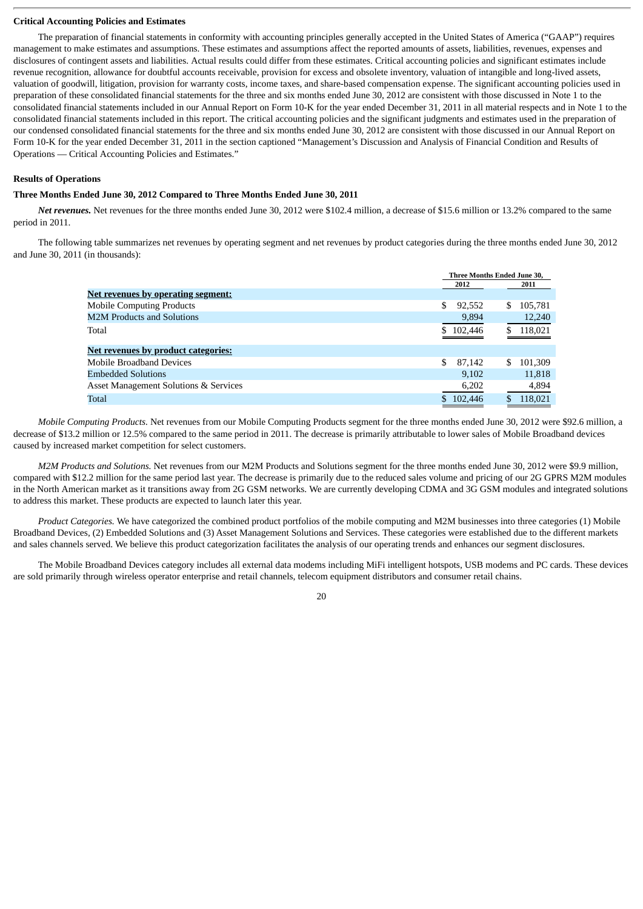### Critical Accounting Policies and Estimates

The preparation of financial statements in conformity with accounting principles generally accepted in the United States of America ("GAAP") requires management to make estimates and assumptions. These estimates and assumptions affect the reported amounts of assets, liabilities, revenues, expenses and disclosures of contingent assets and liabilities. Actual results could differ from these estimates. Critical accounting policies and significant estimates include revenue recognition, allowance for doubtful accounts receivable, provision for excess and obsolete inventory, valuation of intangible and long-lived assets, valuation of goodwill, litigation, provision for warranty costs, income taxes, and share-based compensation expense. The significant accounting policies used in preparation of these consolidated financial statements for the three and six months ended June 30, 2012 are consistent with those discussed in Note 1 to the consolidated financial statements included in our Annual Report on Form 10-K for the year ended December 31, 2011 in all material respects and in Note 1 to the consolidated financial statements included in this report. The critical accounting policies and the significant judgments and estimates used in the preparation of our condensed consolidated financial statements for the three and six months ended June 30, 2012 are consistent with those discussed in our Annual Report on Form 10-K for the year ended December 31, 2011 in the section captioned "Management's Discussion and Analysis of Financial Condition and Results of Operations — Critical Accounting Policies and Estimates."

### Results of Operations

#### Three Months Ended June 30, 2012 Compared to Three Months Ended June 30, 2011

***Net revenues.*** Net revenues for the three months ended June 30, 2012 were $102.4 million, a decrease of $15.6 million or 13.2% compared to the same period in 2011.

The following table summarizes net revenues by operating segment and net revenues by product categories during the three months ended June 30, 2012 and June 30, 2011 (in thousands):

| | Three Months Ended June 30, | |
|---|---|---|
| | 2012 | 2011 |
| **Net revenues by operating segment:** | | |
| Mobile Computing Products | $ 92,552 | $ 105,781 |
| M2M Products and Solutions | 9,894 | 12,240 |
| Total | $ 102,446 | $ 118,021 |
| **Net revenues by product categories:** | | |
| Mobile Broadband Devices | $ 87,142 | $ 101,309 |
| Embedded Solutions | 9,102 | 11,818 |
| Asset Management Solutions & Services | 6,202 | 4,894 |
| Total | $ 102,446 | $ 118,021 |

*Mobile Computing Products.* Net revenues from our Mobile Computing Products segment for the three months ended June 30, 2012 were $92.6 million, a decrease of $13.2 million or 12.5% compared to the same period in 2011. The decrease is primarily attributable to lower sales of Mobile Broadband devices caused by increased market competition for select customers.

*M2M Products and Solutions.* Net revenues from our M2M Products and Solutions segment for the three months ended June 30, 2012 were $9.9 million, compared with $12.2 million for the same period last year. The decrease is primarily due to the reduced sales volume and pricing of our 2G GPRS M2M modules in the North American market as it transitions away from 2G GSM networks. We are currently developing CDMA and 3G GSM modules and integrated solutions to address this market. These products are expected to launch later this year.

*Product Categories.* We have categorized the combined product portfolios of the mobile computing and M2M businesses into three categories (1) Mobile Broadband Devices, (2) Embedded Solutions and (3) Asset Management Solutions and Services. These categories were established due to the different markets and sales channels served. We believe this product categorization facilitates the analysis of our operating trends and enhances our segment disclosures.

The Mobile Broadband Devices category includes all external data modems including MiFi intelligent hotspots, USB modems and PC cards. These devices are sold primarily through wireless operator enterprise and retail channels, telecom equipment distributors and consumer retail chains.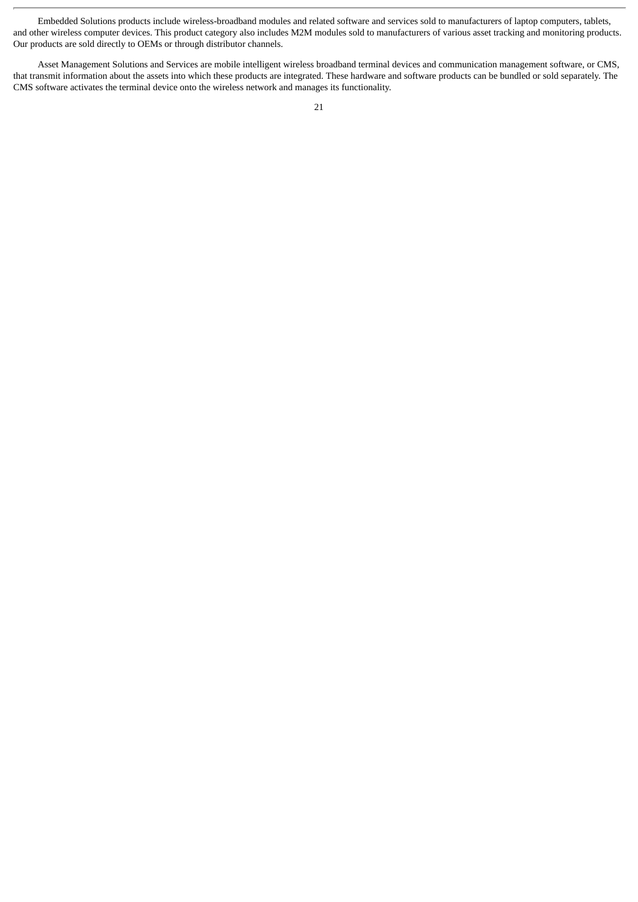Embedded Solutions products include wireless-broadband modules and related software and services sold to manufacturers of laptop computers, tablets, and other wireless computer devices. This product category also includes M2M modules sold to manufacturers of various asset tracking and monitoring products. Our products are sold directly to OEMs or through distributor channels.

Asset Management Solutions and Services are mobile intelligent wireless broadband terminal devices and communication management software, or CMS, that transmit information about the assets into which these products are integrated. These hardware and software products can be bundled or sold separately. The CMS software activates the terminal device onto the wireless network and manages its functionality.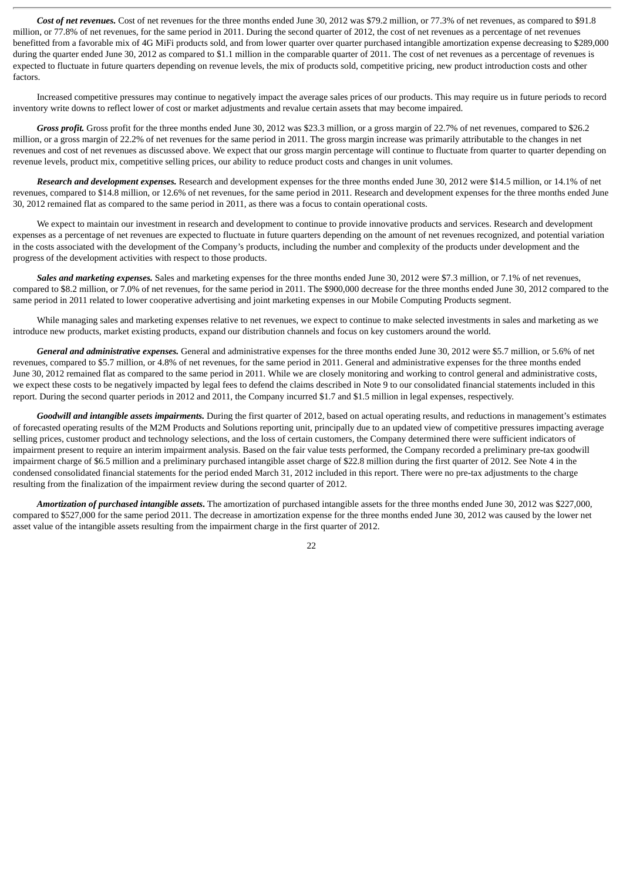***Cost of net revenues.*** Cost of net revenues for the three months ended June 30, 2012 was $79.2 million, or 77.3% of net revenues, as compared to $91.8 million, or 77.8% of net revenues, for the same period in 2011. During the second quarter of 2012, the cost of net revenues as a percentage of net revenues benefitted from a favorable mix of 4G MiFi products sold, and from lower quarter over quarter purchased intangible amortization expense decreasing to $289,000 during the quarter ended June 30, 2012 as compared to $1.1 million in the comparable quarter of 2011. The cost of net revenues as a percentage of revenues is expected to fluctuate in future quarters depending on revenue levels, the mix of products sold, competitive pricing, new product introduction costs and other factors.

Increased competitive pressures may continue to negatively impact the average sales prices of our products. This may require us in future periods to record inventory write downs to reflect lower of cost or market adjustments and revalue certain assets that may become impaired.

***Gross profit.*** Gross profit for the three months ended June 30, 2012 was $23.3 million, or a gross margin of 22.7% of net revenues, compared to $26.2 million, or a gross margin of 22.2% of net revenues for the same period in 2011. The gross margin increase was primarily attributable to the changes in net revenues and cost of net revenues as discussed above. We expect that our gross margin percentage will continue to fluctuate from quarter to quarter depending on revenue levels, product mix, competitive selling prices, our ability to reduce product costs and changes in unit volumes.

***Research and development expenses.*** Research and development expenses for the three months ended June 30, 2012 were $14.5 million, or 14.1% of net revenues, compared to $14.8 million, or 12.6% of net revenues, for the same period in 2011. Research and development expenses for the three months ended June 30, 2012 remained flat as compared to the same period in 2011, as there was a focus to contain operational costs.

We expect to maintain our investment in research and development to continue to provide innovative products and services. Research and development expenses as a percentage of net revenues are expected to fluctuate in future quarters depending on the amount of net revenues recognized, and potential variation in the costs associated with the development of the Company's products, including the number and complexity of the products under development and the progress of the development activities with respect to those products.

***Sales and marketing expenses.*** Sales and marketing expenses for the three months ended June 30, 2012 were $7.3 million, or 7.1% of net revenues, compared to $8.2 million, or 7.0% of net revenues, for the same period in 2011. The $900,000 decrease for the three months ended June 30, 2012 compared to the same period in 2011 related to lower cooperative advertising and joint marketing expenses in our Mobile Computing Products segment.

While managing sales and marketing expenses relative to net revenues, we expect to continue to make selected investments in sales and marketing as we introduce new products, market existing products, expand our distribution channels and focus on key customers around the world.

***General and administrative expenses.*** General and administrative expenses for the three months ended June 30, 2012 were $5.7 million, or 5.6% of net revenues, compared to $5.7 million, or 4.8% of net revenues, for the same period in 2011. General and administrative expenses for the three months ended June 30, 2012 remained flat as compared to the same period in 2011. While we are closely monitoring and working to control general and administrative costs, we expect these costs to be negatively impacted by legal fees to defend the claims described in Note 9 to our consolidated financial statements included in this report. During the second quarter periods in 2012 and 2011, the Company incurred $1.7 and $1.5 million in legal expenses, respectively.

***Goodwill and intangible assets impairments.*** During the first quarter of 2012, based on actual operating results, and reductions in management's estimates of forecasted operating results of the M2M Products and Solutions reporting unit, principally due to an updated view of competitive pressures impacting average selling prices, customer product and technology selections, and the loss of certain customers, the Company determined there were sufficient indicators of impairment present to require an interim impairment analysis. Based on the fair value tests performed, the Company recorded a preliminary pre-tax goodwill impairment charge of $6.5 million and a preliminary purchased intangible asset charge of $22.8 million during the first quarter of 2012. See Note 4 in the condensed consolidated financial statements for the period ended March 31, 2012 included in this report. There were no pre-tax adjustments to the charge resulting from the finalization of the impairment review during the second quarter of 2012.

***Amortization of purchased intangible assets.*** The amortization of purchased intangible assets for the three months ended June 30, 2012 was $227,000, compared to $527,000 for the same period 2011. The decrease in amortization expense for the three months ended June 30, 2012 was caused by the lower net asset value of the intangible assets resulting from the impairment charge in the first quarter of 2012.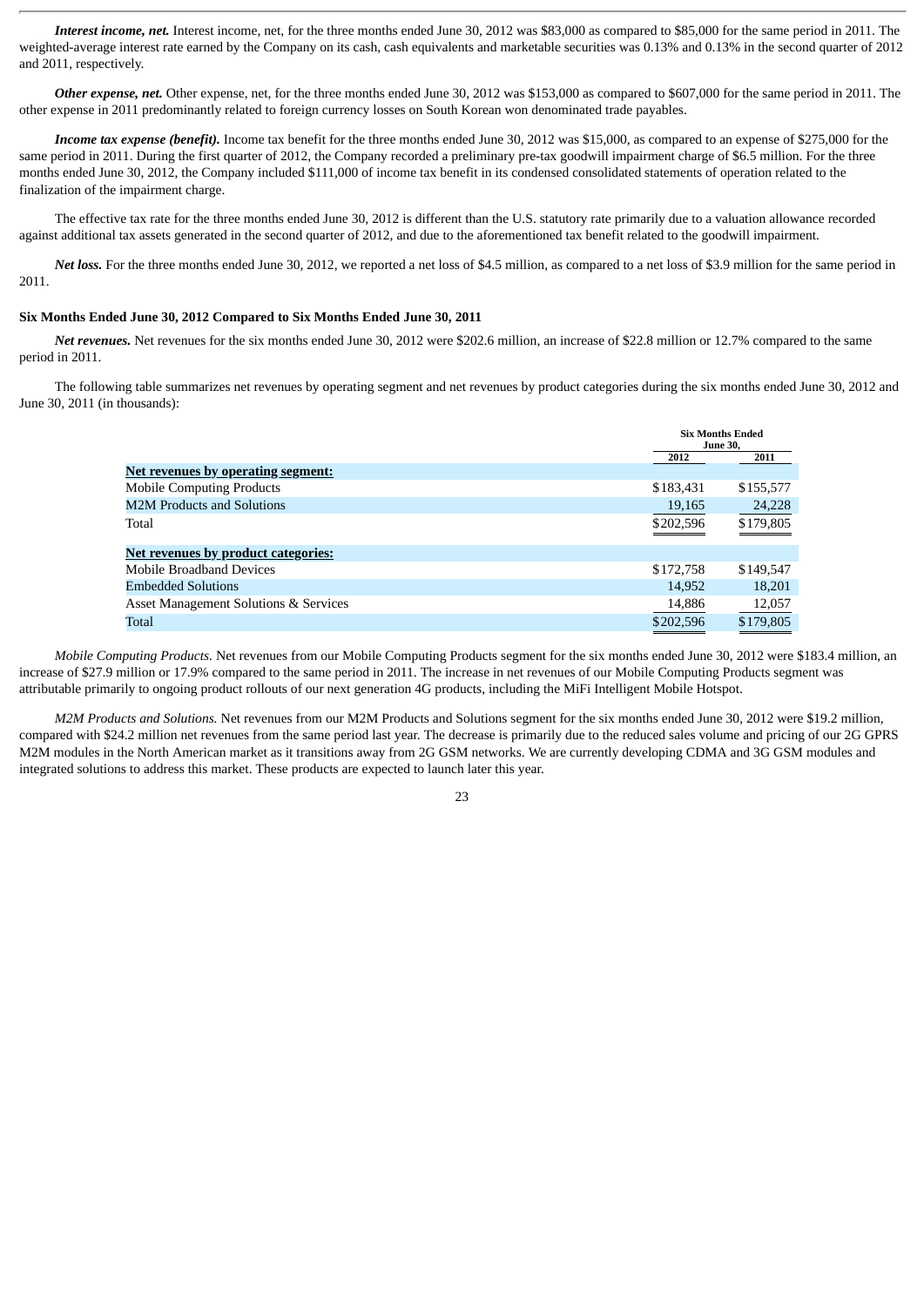***Interest income, net.*** Interest income, net, for the three months ended June 30, 2012 was $83,000 as compared to $85,000 for the same period in 2011. The weighted-average interest rate earned by the Company on its cash, cash equivalents and marketable securities was 0.13% and 0.13% in the second quarter of 2012 and 2011, respectively.

***Other expense, net.*** Other expense, net, for the three months ended June 30, 2012 was $153,000 as compared to $607,000 for the same period in 2011. The other expense in 2011 predominantly related to foreign currency losses on South Korean won denominated trade payables.

***Income tax expense (benefit).*** Income tax benefit for the three months ended June 30, 2012 was $15,000, as compared to an expense of $275,000 for the same period in 2011. During the first quarter of 2012, the Company recorded a preliminary pre-tax goodwill impairment charge of $6.5 million. For the three months ended June 30, 2012, the Company included $111,000 of income tax benefit in its condensed consolidated statements of operation related to the finalization of the impairment charge.

The effective tax rate for the three months ended June 30, 2012 is different than the U.S. statutory rate primarily due to a valuation allowance recorded against additional tax assets generated in the second quarter of 2012, and due to the aforementioned tax benefit related to the goodwill impairment.

***Net loss.*** For the three months ended June 30, 2012, we reported a net loss of $4.5 million, as compared to a net loss of $3.9 million for the same period in 2011.

**Six Months Ended June 30, 2012 Compared to Six Months Ended June 30, 2011**

***Net revenues.*** Net revenues for the six months ended June 30, 2012 were $202.6 million, an increase of $22.8 million or 12.7% compared to the same period in 2011.

The following table summarizes net revenues by operating segment and net revenues by product categories during the six months ended June 30, 2012 and June 30, 2011 (in thousands):

| | Six Months Ended June 30, | |
|---|---|---|
| | 2012 | 2011 |
| **Net revenues by operating segment:** | | |
| Mobile Computing Products | $183,431 | $155,577 |
| M2M Products and Solutions | 19,165 | 24,228 |
| Total | $202,596 | $179,805 |
| **Net revenues by product categories:** | | |
| Mobile Broadband Devices | $172,758 | $149,547 |
| Embedded Solutions | 14,952 | 18,201 |
| Asset Management Solutions & Services | 14,886 | 12,057 |
| Total | $202,596 | $179,805 |

*Mobile Computing Products.* Net revenues from our Mobile Computing Products segment for the six months ended June 30, 2012 were $183.4 million, an increase of $27.9 million or 17.9% compared to the same period in 2011. The increase in net revenues of our Mobile Computing Products segment was attributable primarily to ongoing product rollouts of our next generation 4G products, including the MiFi Intelligent Mobile Hotspot.

*M2M Products and Solutions.* Net revenues from our M2M Products and Solutions segment for the six months ended June 30, 2012 were $19.2 million, compared with $24.2 million net revenues from the same period last year. The decrease is primarily due to the reduced sales volume and pricing of our 2G GPRS M2M modules in the North American market as it transitions away from 2G GSM networks. We are currently developing CDMA and 3G GSM modules and integrated solutions to address this market. These products are expected to launch later this year.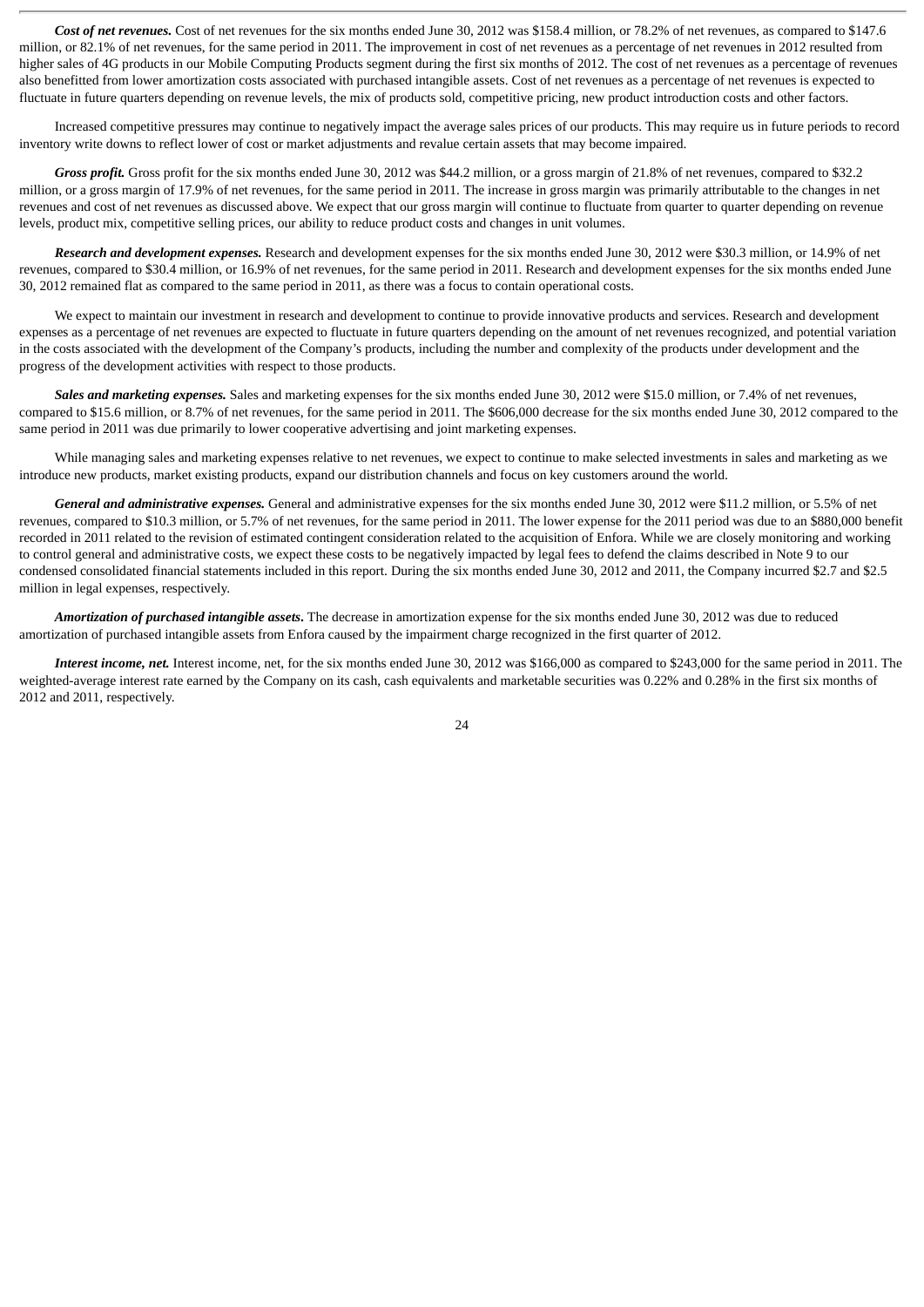***Cost of net revenues.*** Cost of net revenues for the six months ended June 30, 2012 was $158.4 million, or 78.2% of net revenues, as compared to $147.6 million, or 82.1% of net revenues, for the same period in 2011. The improvement in cost of net revenues as a percentage of net revenues in 2012 resulted from higher sales of 4G products in our Mobile Computing Products segment during the first six months of 2012. The cost of net revenues as a percentage of revenues also benefitted from lower amortization costs associated with purchased intangible assets. Cost of net revenues as a percentage of net revenues is expected to fluctuate in future quarters depending on revenue levels, the mix of products sold, competitive pricing, new product introduction costs and other factors.

Increased competitive pressures may continue to negatively impact the average sales prices of our products. This may require us in future periods to record inventory write downs to reflect lower of cost or market adjustments and revalue certain assets that may become impaired.

***Gross profit.*** Gross profit for the six months ended June 30, 2012 was $44.2 million, or a gross margin of 21.8% of net revenues, compared to $32.2 million, or a gross margin of 17.9% of net revenues, for the same period in 2011. The increase in gross margin was primarily attributable to the changes in net revenues and cost of net revenues as discussed above. We expect that our gross margin will continue to fluctuate from quarter to quarter depending on revenue levels, product mix, competitive selling prices, our ability to reduce product costs and changes in unit volumes.

***Research and development expenses.*** Research and development expenses for the six months ended June 30, 2012 were $30.3 million, or 14.9% of net revenues, compared to $30.4 million, or 16.9% of net revenues, for the same period in 2011. Research and development expenses for the six months ended June 30, 2012 remained flat as compared to the same period in 2011, as there was a focus to contain operational costs.

We expect to maintain our investment in research and development to continue to provide innovative products and services. Research and development expenses as a percentage of net revenues are expected to fluctuate in future quarters depending on the amount of net revenues recognized, and potential variation in the costs associated with the development of the Company's products, including the number and complexity of the products under development and the progress of the development activities with respect to those products.

***Sales and marketing expenses.*** Sales and marketing expenses for the six months ended June 30, 2012 were $15.0 million, or 7.4% of net revenues, compared to $15.6 million, or 8.7% of net revenues, for the same period in 2011. The $606,000 decrease for the six months ended June 30, 2012 compared to the same period in 2011 was due primarily to lower cooperative advertising and joint marketing expenses.

While managing sales and marketing expenses relative to net revenues, we expect to continue to make selected investments in sales and marketing as we introduce new products, market existing products, expand our distribution channels and focus on key customers around the world.

***General and administrative expenses.*** General and administrative expenses for the six months ended June 30, 2012 were $11.2 million, or 5.5% of net revenues, compared to $10.3 million, or 5.7% of net revenues, for the same period in 2011. The lower expense for the 2011 period was due to an $880,000 benefit recorded in 2011 related to the revision of estimated contingent consideration related to the acquisition of Enfora. While we are closely monitoring and working to control general and administrative costs, we expect these costs to be negatively impacted by legal fees to defend the claims described in Note 9 to our condensed consolidated financial statements included in this report. During the six months ended June 30, 2012 and 2011, the Company incurred $2.7 and $2.5 million in legal expenses, respectively.

***Amortization of purchased intangible assets.*** The decrease in amortization expense for the six months ended June 30, 2012 was due to reduced amortization of purchased intangible assets from Enfora caused by the impairment charge recognized in the first quarter of 2012.

***Interest income, net.*** Interest income, net, for the six months ended June 30, 2012 was $166,000 as compared to $243,000 for the same period in 2011. The weighted-average interest rate earned by the Company on its cash, cash equivalents and marketable securities was 0.22% and 0.28% in the first six months of 2012 and 2011, respectively.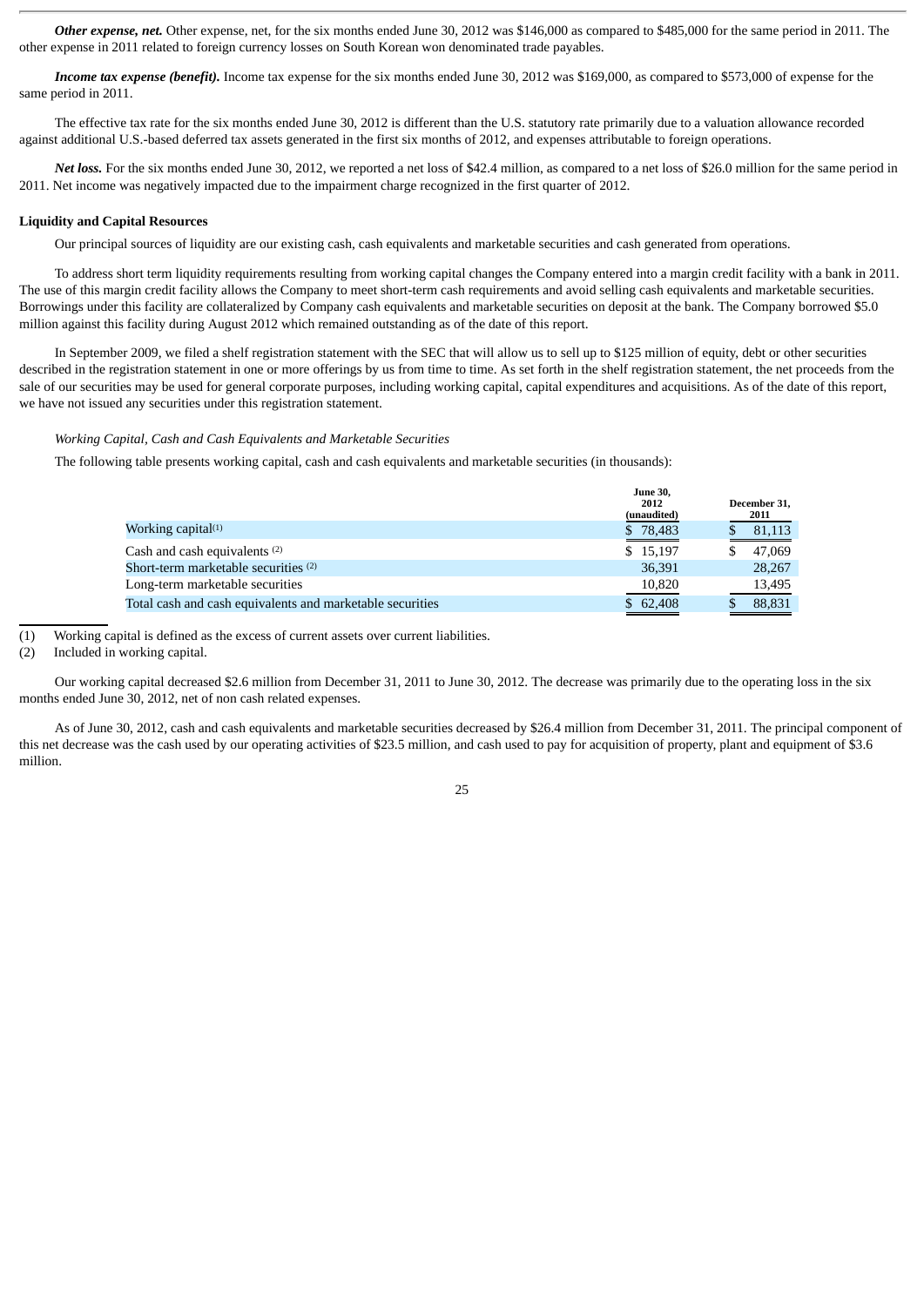***Other expense, net.*** Other expense, net, for the six months ended June 30, 2012 was \$146,000 as compared to \$485,000 for the same period in 2011. The other expense in 2011 related to foreign currency losses on South Korean won denominated trade payables.

***Income tax expense (benefit).*** Income tax expense for the six months ended June 30, 2012 was \$169,000, as compared to \$573,000 of expense for the same period in 2011.

The effective tax rate for the six months ended June 30, 2012 is different than the U.S. statutory rate primarily due to a valuation allowance recorded against additional U.S.-based deferred tax assets generated in the first six months of 2012, and expenses attributable to foreign operations.

***Net loss.*** For the six months ended June 30, 2012, we reported a net loss of \$42.4 million, as compared to a net loss of \$26.0 million for the same period in 2011. Net income was negatively impacted due to the impairment charge recognized in the first quarter of 2012.

**Liquidity and Capital Resources**

Our principal sources of liquidity are our existing cash, cash equivalents and marketable securities and cash generated from operations.

To address short term liquidity requirements resulting from working capital changes the Company entered into a margin credit facility with a bank in 2011. The use of this margin credit facility allows the Company to meet short-term cash requirements and avoid selling cash equivalents and marketable securities. Borrowings under this facility are collateralized by Company cash equivalents and marketable securities on deposit at the bank. The Company borrowed \$5.0 million against this facility during August 2012 which remained outstanding as of the date of this report.

In September 2009, we filed a shelf registration statement with the SEC that will allow us to sell up to \$125 million of equity, debt or other securities described in the registration statement in one or more offerings by us from time to time. As set forth in the shelf registration statement, the net proceeds from the sale of our securities may be used for general corporate purposes, including working capital, capital expenditures and acquisitions. As of the date of this report, we have not issued any securities under this registration statement.

*Working Capital, Cash and Cash Equivalents and Marketable Securities*

The following table presents working capital, cash and cash equivalents and marketable securities (in thousands):

| | June 30, 2012 (unaudited) | December 31, 2011 |
|---|---|---|
| Working capital[(1)] | \$ 78,483 | \$ 81,113 |
| Cash and cash equivalents [(2)] | \$ 15,197 | \$ 47,069 |
| Short-term marketable securities [(2)] | 36,391 | 28,267 |
| Long-term marketable securities | 10,820 | 13,495 |
| Total cash and cash equivalents and marketable securities | \$ 62,408 | \$ 88,831 |

(1) Working capital is defined as the excess of current assets over current liabilities.

(2) Included in working capital.

Our working capital decreased \$2.6 million from December 31, 2011 to June 30, 2012. The decrease was primarily due to the operating loss in the six months ended June 30, 2012, net of non cash related expenses.

As of June 30, 2012, cash and cash equivalents and marketable securities decreased by \$26.4 million from December 31, 2011. The principal component of this net decrease was the cash used by our operating activities of \$23.5 million, and cash used to pay for acquisition of property, plant and equipment of \$3.6 million.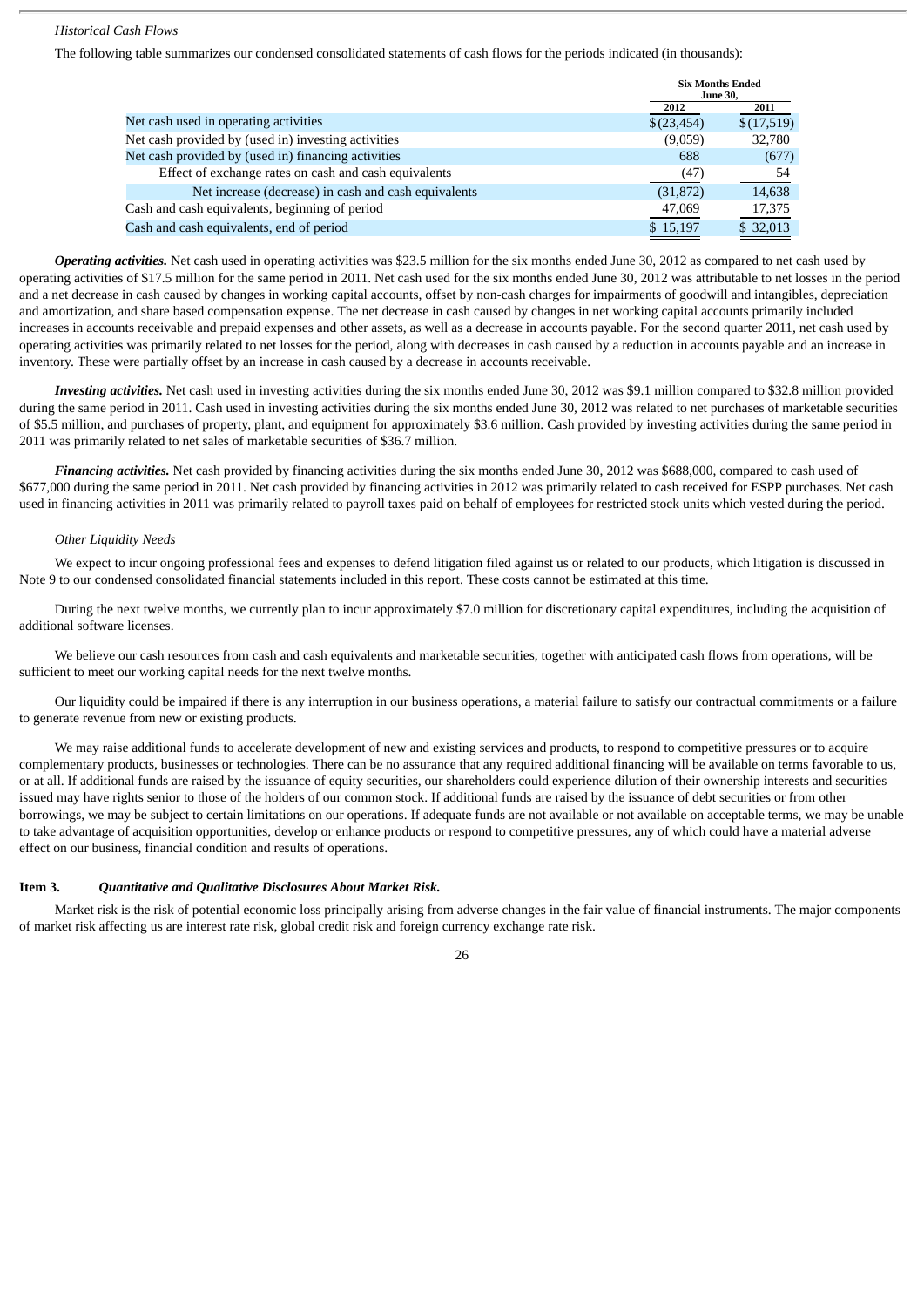*Historical Cash Flows*

The following table summarizes our condensed consolidated statements of cash flows for the periods indicated (in thousands):

| | Six Months Ended June 30, | |
|---|---|---|
| | 2012 | 2011 |
| Net cash used in operating activities | $(23,454) | $(17,519) |
| Net cash provided by (used in) investing activities | (9,059) | 32,780 |
| Net cash provided by (used in) financing activities | 688 | (677) |
| Effect of exchange rates on cash and cash equivalents | (47) | 54 |
| Net increase (decrease) in cash and cash equivalents | (31,872) | 14,638 |
| Cash and cash equivalents, beginning of period | 47,069 | 17,375 |
| Cash and cash equivalents, end of period | $ 15,197 | $ 32,013 |

***Operating activities.*** Net cash used in operating activities was $23.5 million for the six months ended June 30, 2012 as compared to net cash used by operating activities of $17.5 million for the same period in 2011. Net cash used for the six months ended June 30, 2012 was attributable to net losses in the period and a net decrease in cash caused by changes in working capital accounts, offset by non-cash charges for impairments of goodwill and intangibles, depreciation and amortization, and share based compensation expense. The net decrease in cash caused by changes in net working capital accounts primarily included increases in accounts receivable and prepaid expenses and other assets, as well as a decrease in accounts payable. For the second quarter 2011, net cash used by operating activities was primarily related to net losses for the period, along with decreases in cash caused by a reduction in accounts payable and an increase in inventory. These were partially offset by an increase in cash caused by a decrease in accounts receivable.

***Investing activities.*** Net cash used in investing activities during the six months ended June 30, 2012 was $9.1 million compared to $32.8 million provided during the same period in 2011. Cash used in investing activities during the six months ended June 30, 2012 was related to net purchases of marketable securities of $5.5 million, and purchases of property, plant, and equipment for approximately $3.6 million. Cash provided by investing activities during the same period in 2011 was primarily related to net sales of marketable securities of $36.7 million.

***Financing activities.*** Net cash provided by financing activities during the six months ended June 30, 2012 was $688,000, compared to cash used of $677,000 during the same period in 2011. Net cash provided by financing activities in 2012 was primarily related to cash received for ESPP purchases. Net cash used in financing activities in 2011 was primarily related to payroll taxes paid on behalf of employees for restricted stock units which vested during the period.

*Other Liquidity Needs*

We expect to incur ongoing professional fees and expenses to defend litigation filed against us or related to our products, which litigation is discussed in Note 9 to our condensed consolidated financial statements included in this report. These costs cannot be estimated at this time.

During the next twelve months, we currently plan to incur approximately $7.0 million for discretionary capital expenditures, including the acquisition of additional software licenses.

We believe our cash resources from cash and cash equivalents and marketable securities, together with anticipated cash flows from operations, will be sufficient to meet our working capital needs for the next twelve months.

Our liquidity could be impaired if there is any interruption in our business operations, a material failure to satisfy our contractual commitments or a failure to generate revenue from new or existing products.

We may raise additional funds to accelerate development of new and existing services and products, to respond to competitive pressures or to acquire complementary products, businesses or technologies. There can be no assurance that any required additional financing will be available on terms favorable to us, or at all. If additional funds are raised by the issuance of equity securities, our shareholders could experience dilution of their ownership interests and securities issued may have rights senior to those of the holders of our common stock. If additional funds are raised by the issuance of debt securities or from other borrowings, we may be subject to certain limitations on our operations. If adequate funds are not available or not available on acceptable terms, we may be unable to take advantage of acquisition opportunities, develop or enhance products or respond to competitive pressures, any of which could have a material adverse effect on our business, financial condition and results of operations.

## Item 3. *Quantitative and Qualitative Disclosures About Market Risk.*

Market risk is the risk of potential economic loss principally arising from adverse changes in the fair value of financial instruments. The major components of market risk affecting us are interest rate risk, global credit risk and foreign currency exchange rate risk.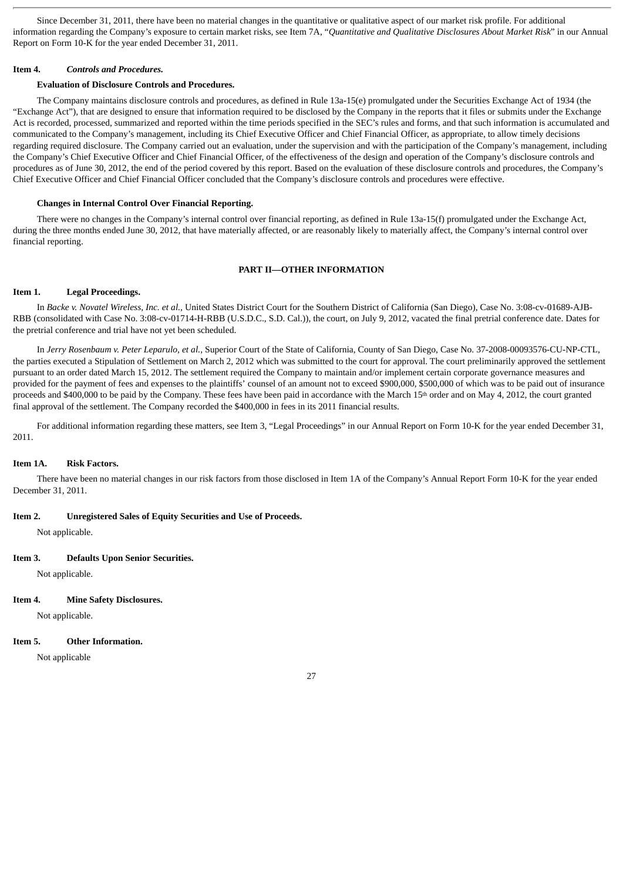Since December 31, 2011, there have been no material changes in the quantitative or qualitative aspect of our market risk profile. For additional information regarding the Company's exposure to certain market risks, see Item 7A, "*Quantitative and Qualitative Disclosures About Market Risk*" in our Annual Report on Form 10-K for the year ended December 31, 2011.

### Item 4. *Controls and Procedures.*

**Evaluation of Disclosure Controls and Procedures.**

The Company maintains disclosure controls and procedures, as defined in Rule 13a-15(e) promulgated under the Securities Exchange Act of 1934 (the "Exchange Act"), that are designed to ensure that information required to be disclosed by the Company in the reports that it files or submits under the Exchange Act is recorded, processed, summarized and reported within the time periods specified in the SEC's rules and forms, and that such information is accumulated and communicated to the Company's management, including its Chief Executive Officer and Chief Financial Officer, as appropriate, to allow timely decisions regarding required disclosure. The Company carried out an evaluation, under the supervision and with the participation of the Company's management, including the Company's Chief Executive Officer and Chief Financial Officer, of the effectiveness of the design and operation of the Company's disclosure controls and procedures as of June 30, 2012, the end of the period covered by this report. Based on the evaluation of these disclosure controls and procedures, the Company's Chief Executive Officer and Chief Financial Officer concluded that the Company's disclosure controls and procedures were effective.

**Changes in Internal Control Over Financial Reporting.**

There were no changes in the Company's internal control over financial reporting, as defined in Rule 13a-15(f) promulgated under the Exchange Act, during the three months ended June 30, 2012, that have materially affected, or are reasonably likely to materially affect, the Company's internal control over financial reporting.

## PART II—OTHER INFORMATION

### Item 1. Legal Proceedings.

In *Backe v. Novatel Wireless, Inc. et al.*, United States District Court for the Southern District of California (San Diego), Case No. 3:08-cv-01689-AJB-RBB (consolidated with Case No. 3:08-cv-01714-H-RBB (U.S.D.C., S.D. Cal.)), the court, on July 9, 2012, vacated the final pretrial conference date. Dates for the pretrial conference and trial have not yet been scheduled.

In *Jerry Rosenbaum v. Peter Leparulo, et al.*, Superior Court of the State of California, County of San Diego, Case No. 37-2008-00093576-CU-NP-CTL, the parties executed a Stipulation of Settlement on March 2, 2012 which was submitted to the court for approval. The court preliminarily approved the settlement pursuant to an order dated March 15, 2012. The settlement required the Company to maintain and/or implement certain corporate governance measures and provided for the payment of fees and expenses to the plaintiffs' counsel of an amount not to exceed \$900,000, \$500,000 of which was to be paid out of insurance proceeds and \$400,000 to be paid by the Company. These fees have been paid in accordance with the March 15th order and on May 4, 2012, the court granted final approval of the settlement. The Company recorded the \$400,000 in fees in its 2011 financial results.

For additional information regarding these matters, see Item 3, "Legal Proceedings" in our Annual Report on Form 10-K for the year ended December 31, 2011.

### Item 1A. Risk Factors.

There have been no material changes in our risk factors from those disclosed in Item 1A of the Company's Annual Report Form 10-K for the year ended December 31, 2011.

### Item 2. Unregistered Sales of Equity Securities and Use of Proceeds.

Not applicable.

### Item 3. Defaults Upon Senior Securities.

Not applicable.

### Item 4. Mine Safety Disclosures.

Not applicable.

### Item 5. Other Information.

Not applicable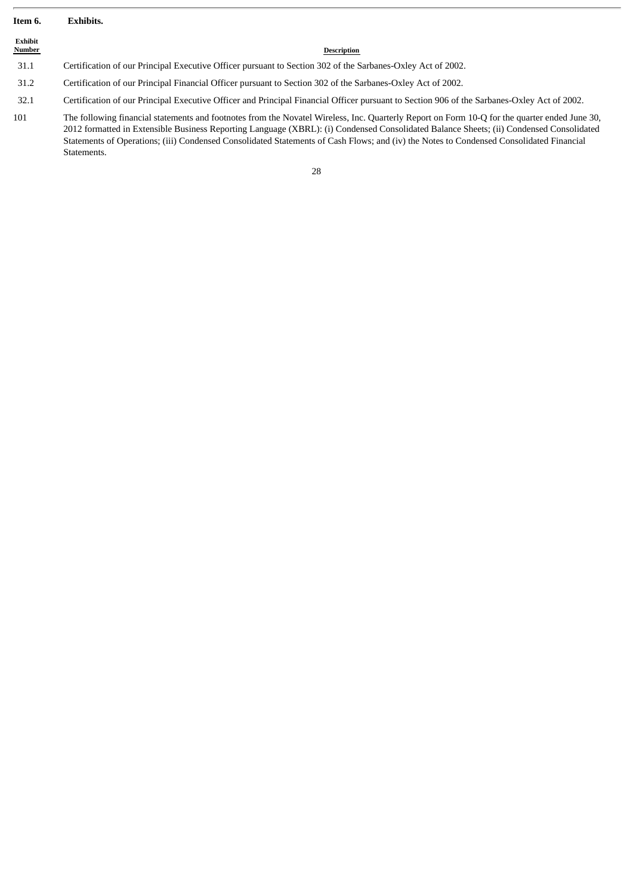## Item 6. Exhibits.

| Exhibit Number | Description |
|---|---|
| 31.1 | Certification of our Principal Executive Officer pursuant to Section 302 of the Sarbanes-Oxley Act of 2002. |
| 31.2 | Certification of our Principal Financial Officer pursuant to Section 302 of the Sarbanes-Oxley Act of 2002. |
| 32.1 | Certification of our Principal Executive Officer and Principal Financial Officer pursuant to Section 906 of the Sarbanes-Oxley Act of 2002. |
| 101 | The following financial statements and footnotes from the Novatel Wireless, Inc. Quarterly Report on Form 10-Q for the quarter ended June 30, 2012 formatted in Extensible Business Reporting Language (XBRL): (i) Condensed Consolidated Balance Sheets; (ii) Condensed Consolidated Statements of Operations; (iii) Condensed Consolidated Statements of Cash Flows; and (iv) the Notes to Condensed Consolidated Financial Statements. |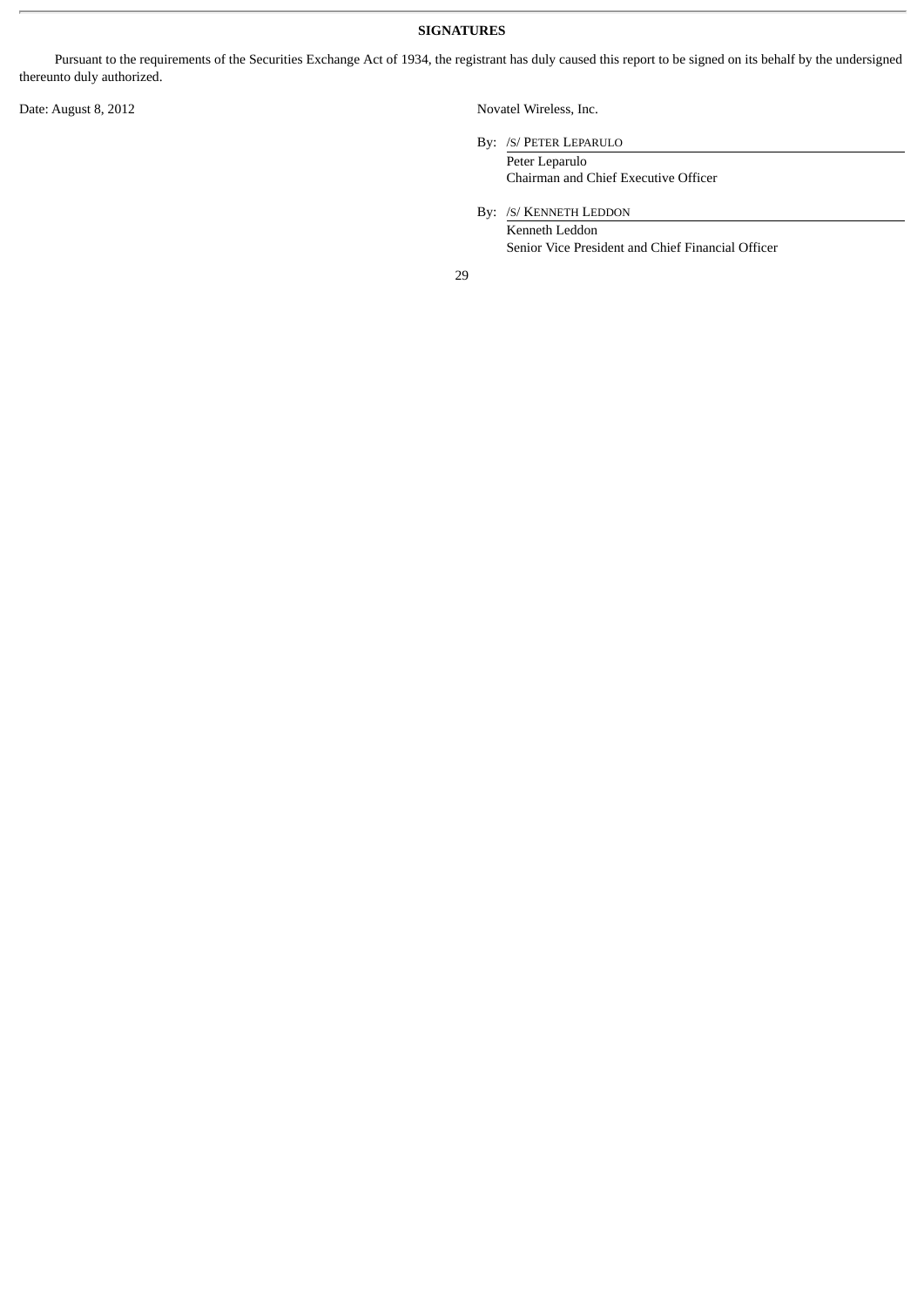**SIGNATURES**

Pursuant to the requirements of the Securities Exchange Act of 1934, the registrant has duly caused this report to be signed on its behalf by the undersigned thereunto duly authorized.

Date: August 8, 2012

Novatel Wireless, Inc.

By: /S/ PETER LEPARULO
Peter Leparulo
Chairman and Chief Executive Officer

By: /S/ KENNETH LEDDON
Kenneth Leddon
Senior Vice President and Chief Financial Officer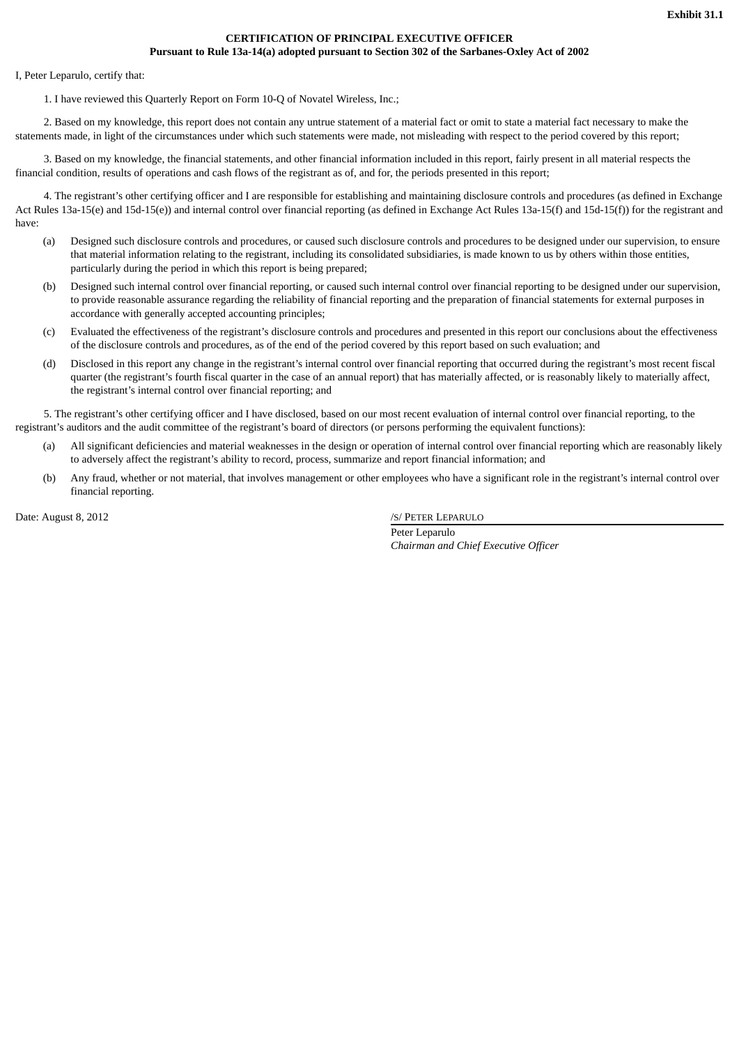**Exhibit 31.1**

**CERTIFICATION OF PRINCIPAL EXECUTIVE OFFICER**
**Pursuant to Rule 13a-14(a) adopted pursuant to Section 302 of the Sarbanes-Oxley Act of 2002**

I, Peter Leparulo, certify that:

1. I have reviewed this Quarterly Report on Form 10-Q of Novatel Wireless, Inc.;

2. Based on my knowledge, this report does not contain any untrue statement of a material fact or omit to state a material fact necessary to make the statements made, in light of the circumstances under which such statements were made, not misleading with respect to the period covered by this report;

3. Based on my knowledge, the financial statements, and other financial information included in this report, fairly present in all material respects the financial condition, results of operations and cash flows of the registrant as of, and for, the periods presented in this report;

4. The registrant's other certifying officer and I are responsible for establishing and maintaining disclosure controls and procedures (as defined in Exchange Act Rules 13a-15(e) and 15d-15(e)) and internal control over financial reporting (as defined in Exchange Act Rules 13a-15(f) and 15d-15(f)) for the registrant and have:

(a) Designed such disclosure controls and procedures, or caused such disclosure controls and procedures to be designed under our supervision, to ensure that material information relating to the registrant, including its consolidated subsidiaries, is made known to us by others within those entities, particularly during the period in which this report is being prepared;

(b) Designed such internal control over financial reporting, or caused such internal control over financial reporting to be designed under our supervision, to provide reasonable assurance regarding the reliability of financial reporting and the preparation of financial statements for external purposes in accordance with generally accepted accounting principles;

(c) Evaluated the effectiveness of the registrant's disclosure controls and procedures and presented in this report our conclusions about the effectiveness of the disclosure controls and procedures, as of the end of the period covered by this report based on such evaluation; and

(d) Disclosed in this report any change in the registrant's internal control over financial reporting that occurred during the registrant's most recent fiscal quarter (the registrant's fourth fiscal quarter in the case of an annual report) that has materially affected, or is reasonably likely to materially affect, the registrant's internal control over financial reporting; and

5. The registrant's other certifying officer and I have disclosed, based on our most recent evaluation of internal control over financial reporting, to the registrant's auditors and the audit committee of the registrant's board of directors (or persons performing the equivalent functions):

(a) All significant deficiencies and material weaknesses in the design or operation of internal control over financial reporting which are reasonably likely to adversely affect the registrant's ability to record, process, summarize and report financial information; and

(b) Any fraud, whether or not material, that involves management or other employees who have a significant role in the registrant's internal control over financial reporting.

Date: August 8, 2012

/S/ PETER LEPARULO
Peter Leparulo
*Chairman and Chief Executive Officer*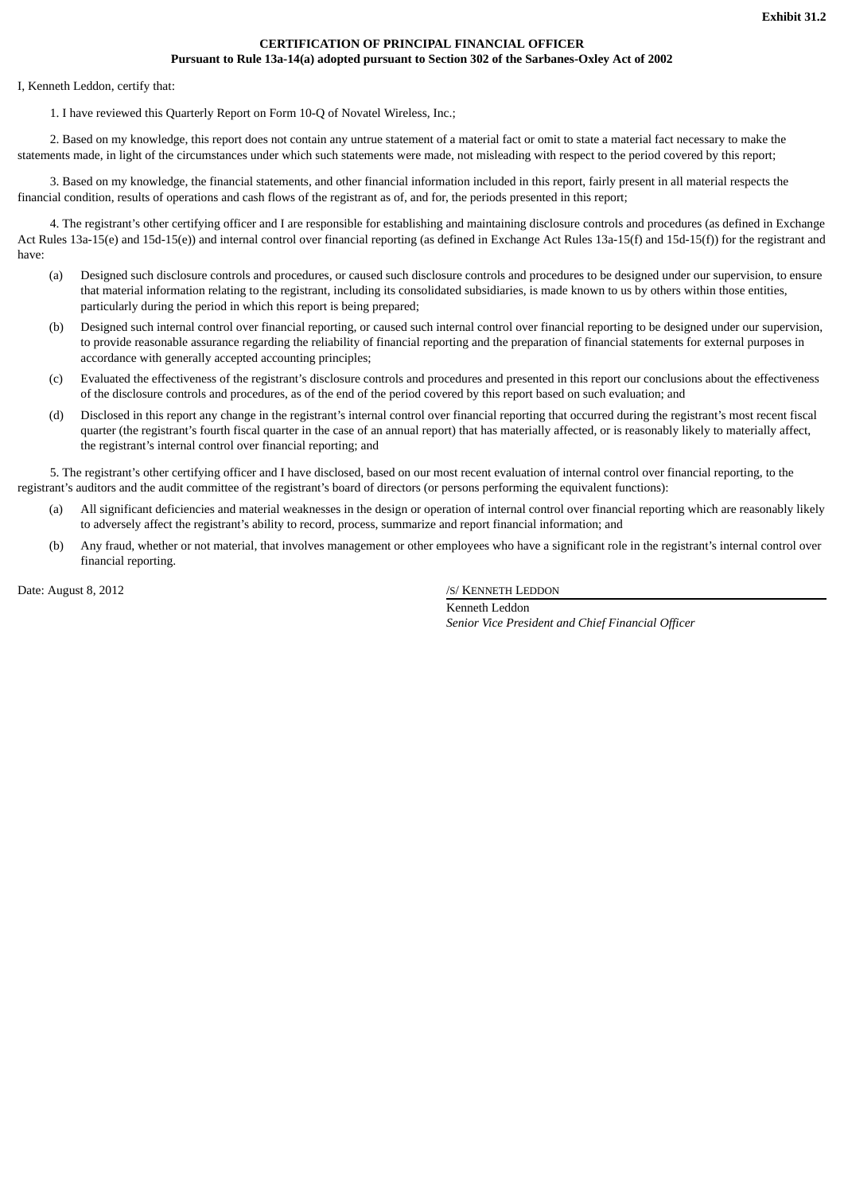**Exhibit 31.2**

**CERTIFICATION OF PRINCIPAL FINANCIAL OFFICER**
**Pursuant to Rule 13a-14(a) adopted pursuant to Section 302 of the Sarbanes-Oxley Act of 2002**

I, Kenneth Leddon, certify that:

1. I have reviewed this Quarterly Report on Form 10-Q of Novatel Wireless, Inc.;

2. Based on my knowledge, this report does not contain any untrue statement of a material fact or omit to state a material fact necessary to make the statements made, in light of the circumstances under which such statements were made, not misleading with respect to the period covered by this report;

3. Based on my knowledge, the financial statements, and other financial information included in this report, fairly present in all material respects the financial condition, results of operations and cash flows of the registrant as of, and for, the periods presented in this report;

4. The registrant's other certifying officer and I are responsible for establishing and maintaining disclosure controls and procedures (as defined in Exchange Act Rules 13a-15(e) and 15d-15(e)) and internal control over financial reporting (as defined in Exchange Act Rules 13a-15(f) and 15d-15(f)) for the registrant and have:

(a) Designed such disclosure controls and procedures, or caused such disclosure controls and procedures to be designed under our supervision, to ensure that material information relating to the registrant, including its consolidated subsidiaries, is made known to us by others within those entities, particularly during the period in which this report is being prepared;

(b) Designed such internal control over financial reporting, or caused such internal control over financial reporting to be designed under our supervision, to provide reasonable assurance regarding the reliability of financial reporting and the preparation of financial statements for external purposes in accordance with generally accepted accounting principles;

(c) Evaluated the effectiveness of the registrant's disclosure controls and procedures and presented in this report our conclusions about the effectiveness of the disclosure controls and procedures, as of the end of the period covered by this report based on such evaluation; and

(d) Disclosed in this report any change in the registrant's internal control over financial reporting that occurred during the registrant's most recent fiscal quarter (the registrant's fourth fiscal quarter in the case of an annual report) that has materially affected, or is reasonably likely to materially affect, the registrant's internal control over financial reporting; and

5. The registrant's other certifying officer and I have disclosed, based on our most recent evaluation of internal control over financial reporting, to the registrant's auditors and the audit committee of the registrant's board of directors (or persons performing the equivalent functions):

(a) All significant deficiencies and material weaknesses in the design or operation of internal control over financial reporting which are reasonably likely to adversely affect the registrant's ability to record, process, summarize and report financial information; and

(b) Any fraud, whether or not material, that involves management or other employees who have a significant role in the registrant's internal control over financial reporting.

Date: August 8, 2012

/S/ KENNETH LEDDON
Kenneth Leddon
*Senior Vice President and Chief Financial Officer*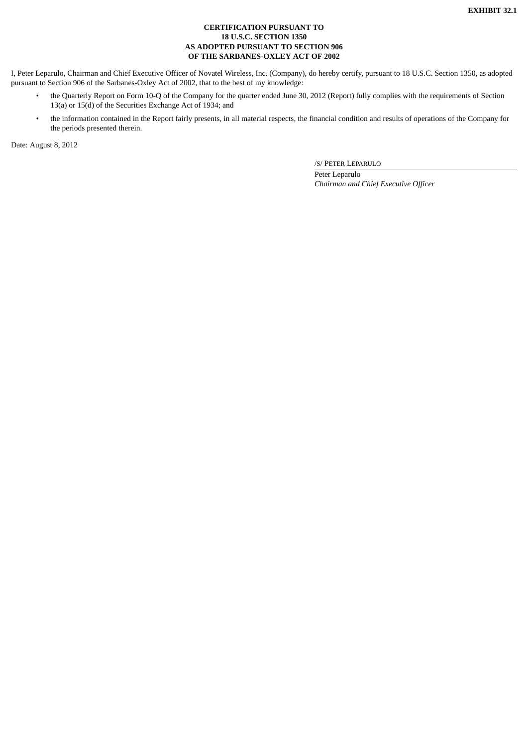**EXHIBIT 32.1**

**CERTIFICATION PURSUANT TO**
**18 U.S.C. SECTION 1350**
**AS ADOPTED PURSUANT TO SECTION 906**
**OF THE SARBANES-OXLEY ACT OF 2002**

I, Peter Leparulo, Chairman and Chief Executive Officer of Novatel Wireless, Inc. (Company), do hereby certify, pursuant to 18 U.S.C. Section 1350, as adopted pursuant to Section 906 of the Sarbanes-Oxley Act of 2002, that to the best of my knowledge:

- the Quarterly Report on Form 10-Q of the Company for the quarter ended June 30, 2012 (Report) fully complies with the requirements of Section 13(a) or 15(d) of the Securities Exchange Act of 1934; and
- the information contained in the Report fairly presents, in all material respects, the financial condition and results of operations of the Company for the periods presented therein.

Date: August 8, 2012

/S/ PETER LEPARULO

Peter Leparulo
*Chairman and Chief Executive Officer*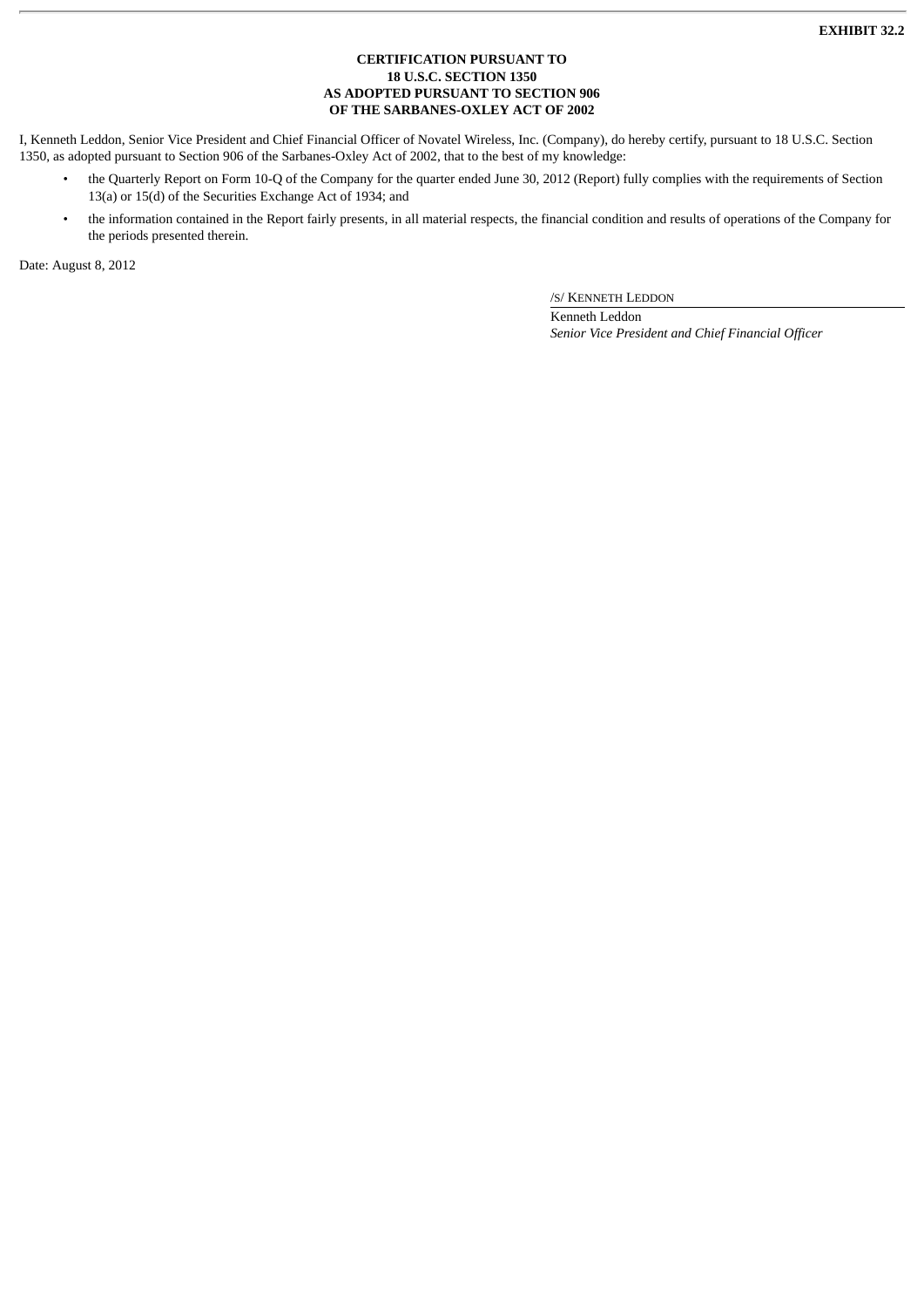**EXHIBIT 32.2**

**CERTIFICATION PURSUANT TO**
**18 U.S.C. SECTION 1350**
**AS ADOPTED PURSUANT TO SECTION 906**
**OF THE SARBANES-OXLEY ACT OF 2002**

I, Kenneth Leddon, Senior Vice President and Chief Financial Officer of Novatel Wireless, Inc. (Company), do hereby certify, pursuant to 18 U.S.C. Section 1350, as adopted pursuant to Section 906 of the Sarbanes-Oxley Act of 2002, that to the best of my knowledge:

- the Quarterly Report on Form 10-Q of the Company for the quarter ended June 30, 2012 (Report) fully complies with the requirements of Section 13(a) or 15(d) of the Securities Exchange Act of 1934; and
- the information contained in the Report fairly presents, in all material respects, the financial condition and results of operations of the Company for the periods presented therein.

Date: August 8, 2012

/S/ KENNETH LEDDON

Kenneth Leddon
*Senior Vice President and Chief Financial Officer*